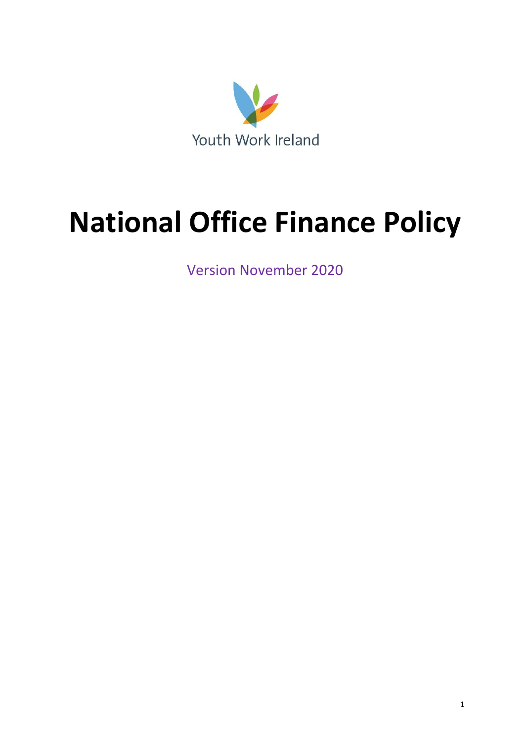Youth Work Ireland

# National Office Finance Policy

Version November 2020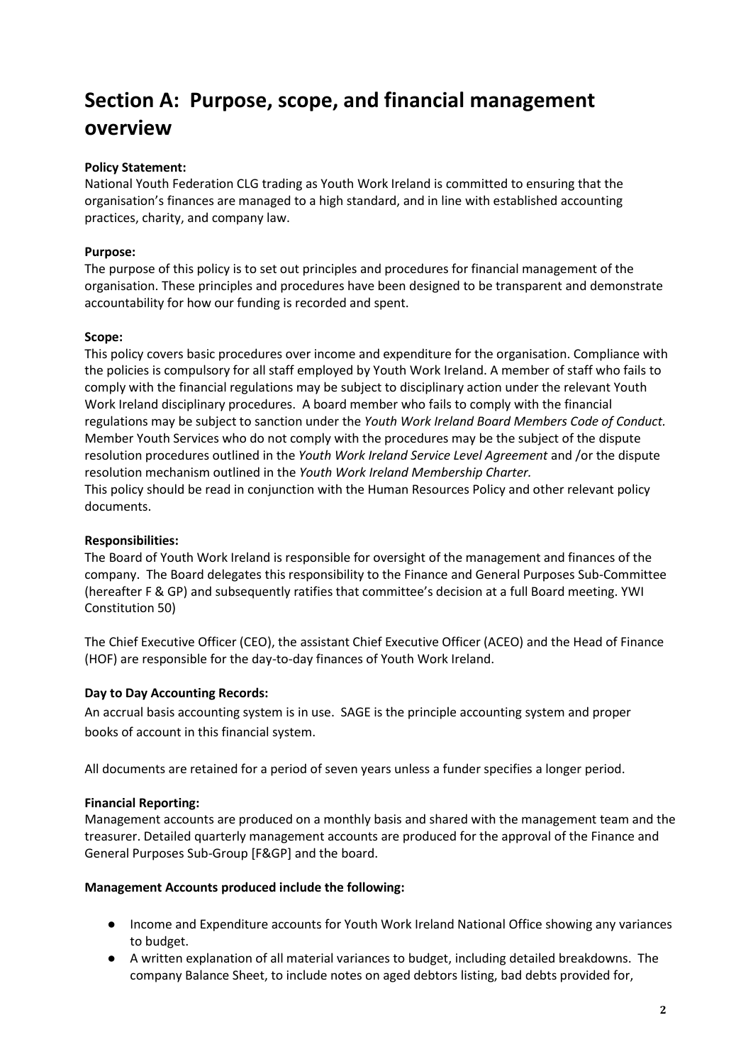# Section A: Purpose, scope, and financial management overview

**Policy Statement:**
National Youth Federation CLG trading as Youth Work Ireland is committed to ensuring that the organisation's finances are managed to a high standard, and in line with established accounting practices, charity, and company law.

**Purpose:**
The purpose of this policy is to set out principles and procedures for financial management of the organisation. These principles and procedures have been designed to be transparent and demonstrate accountability for how our funding is recorded and spent.

**Scope:**
This policy covers basic procedures over income and expenditure for the organisation. Compliance with the policies is compulsory for all staff employed by Youth Work Ireland. A member of staff who fails to comply with the financial regulations may be subject to disciplinary action under the relevant Youth Work Ireland disciplinary procedures. A board member who fails to comply with the financial regulations may be subject to sanction under the *Youth Work Ireland Board Members Code of Conduct.* Member Youth Services who do not comply with the procedures may be the subject of the dispute resolution procedures outlined in the *Youth Work Ireland Service Level Agreement* and /or the dispute resolution mechanism outlined in the *Youth Work Ireland Membership Charter.*
This policy should be read in conjunction with the Human Resources Policy and other relevant policy documents.

**Responsibilities:**
The Board of Youth Work Ireland is responsible for oversight of the management and finances of the company. The Board delegates this responsibility to the Finance and General Purposes Sub-Committee (hereafter F & GP) and subsequently ratifies that committee's decision at a full Board meeting. YWI Constitution 50)

The Chief Executive Officer (CEO), the assistant Chief Executive Officer (ACEO) and the Head of Finance (HOF) are responsible for the day-to-day finances of Youth Work Ireland.

**Day to Day Accounting Records:**
An accrual basis accounting system is in use. SAGE is the principle accounting system and proper books of account in this financial system.

All documents are retained for a period of seven years unless a funder specifies a longer period.

**Financial Reporting:**
Management accounts are produced on a monthly basis and shared with the management team and the treasurer. Detailed quarterly management accounts are produced for the approval of the Finance and General Purposes Sub-Group [F&GP] and the board.

**Management Accounts produced include the following:**

- Income and Expenditure accounts for Youth Work Ireland National Office showing any variances to budget.
- A written explanation of all material variances to budget, including detailed breakdowns. The company Balance Sheet, to include notes on aged debtors listing, bad debts provided for,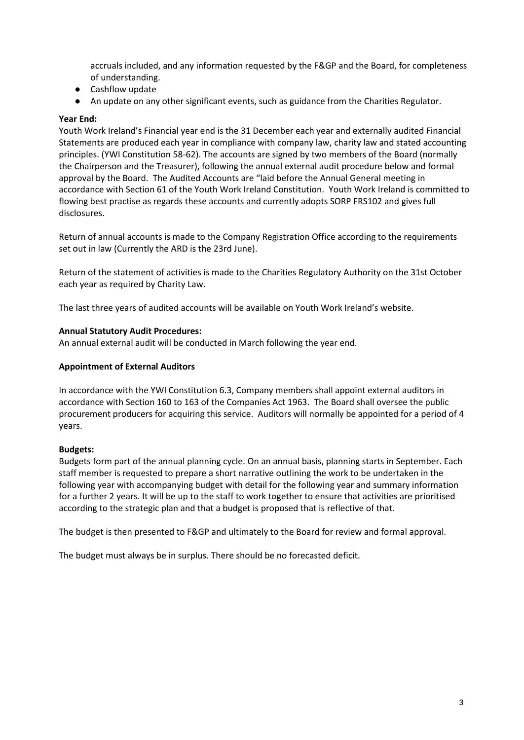accruals included, and any information requested by the F&GP and the Board, for completeness of understanding.

- Cashflow update
- An update on any other significant events, such as guidance from the Charities Regulator.

**Year End:**
Youth Work Ireland's Financial year end is the 31 December each year and externally audited Financial Statements are produced each year in compliance with company law, charity law and stated accounting principles. (YWI Constitution 58-62). The accounts are signed by two members of the Board (normally the Chairperson and the Treasurer), following the annual external audit procedure below and formal approval by the Board. The Audited Accounts are "laid before the Annual General meeting in accordance with Section 61 of the Youth Work Ireland Constitution. Youth Work Ireland is committed to flowing best practise as regards these accounts and currently adopts SORP FRS102 and gives full disclosures.

Return of annual accounts is made to the Company Registration Office according to the requirements set out in law (Currently the ARD is the 23rd June).

Return of the statement of activities is made to the Charities Regulatory Authority on the 31st October each year as required by Charity Law.

The last three years of audited accounts will be available on Youth Work Ireland's website.

**Annual Statutory Audit Procedures:**
An annual external audit will be conducted in March following the year end.

**Appointment of External Auditors**

In accordance with the YWI Constitution 6.3, Company members shall appoint external auditors in accordance with Section 160 to 163 of the Companies Act 1963. The Board shall oversee the public procurement producers for acquiring this service. Auditors will normally be appointed for a period of 4 years.

**Budgets:**
Budgets form part of the annual planning cycle. On an annual basis, planning starts in September. Each staff member is requested to prepare a short narrative outlining the work to be undertaken in the following year with accompanying budget with detail for the following year and summary information for a further 2 years. It will be up to the staff to work together to ensure that activities are prioritised according to the strategic plan and that a budget is proposed that is reflective of that.

The budget is then presented to F&GP and ultimately to the Board for review and formal approval.

The budget must always be in surplus. There should no forecasted deficit.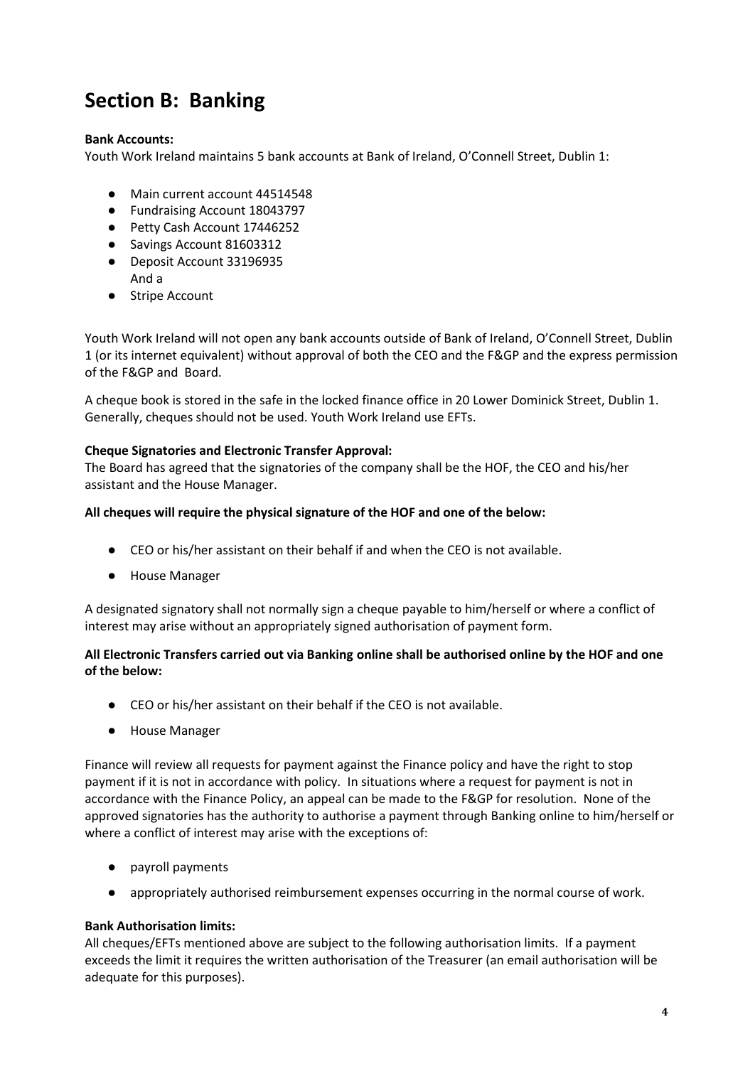# Section B: Banking

**Bank Accounts:**
Youth Work Ireland maintains 5 bank accounts at Bank of Ireland, O'Connell Street, Dublin 1:

- Main current account 44514548
- Fundraising Account 18043797
- Petty Cash Account 17446252
- Savings Account 81603312
- Deposit Account 33196935
  And a
- Stripe Account

Youth Work Ireland will not open any bank accounts outside of Bank of Ireland, O'Connell Street, Dublin 1 (or its internet equivalent) without approval of both the CEO and the F&GP and the express permission of the F&GP and Board.

A cheque book is stored in the safe in the locked finance office in 20 Lower Dominick Street, Dublin 1. Generally, cheques should not be used. Youth Work Ireland use EFTs.

**Cheque Signatories and Electronic Transfer Approval:**
The Board has agreed that the signatories of the company shall be the HOF, the CEO and his/her assistant and the House Manager.

**All cheques will require the physical signature of the HOF and one of the below:**

- CEO or his/her assistant on their behalf if and when the CEO is not available.
- House Manager

A designated signatory shall not normally sign a cheque payable to him/herself or where a conflict of interest may arise without an appropriately signed authorisation of payment form.

**All Electronic Transfers carried out via Banking online shall be authorised online by the HOF and one of the below:**

- CEO or his/her assistant on their behalf if the CEO is not available.
- House Manager

Finance will review all requests for payment against the Finance policy and have the right to stop payment if it is not in accordance with policy. In situations where a request for payment is not in accordance with the Finance Policy, an appeal can be made to the F&GP for resolution. None of the approved signatories has the authority to authorise a payment through Banking online to him/herself or where a conflict of interest may arise with the exceptions of:

- payroll payments
- appropriately authorised reimbursement expenses occurring in the normal course of work.

**Bank Authorisation limits:**
All cheques/EFTs mentioned above are subject to the following authorisation limits. If a payment exceeds the limit it requires the written authorisation of the Treasurer (an email authorisation will be adequate for this purposes).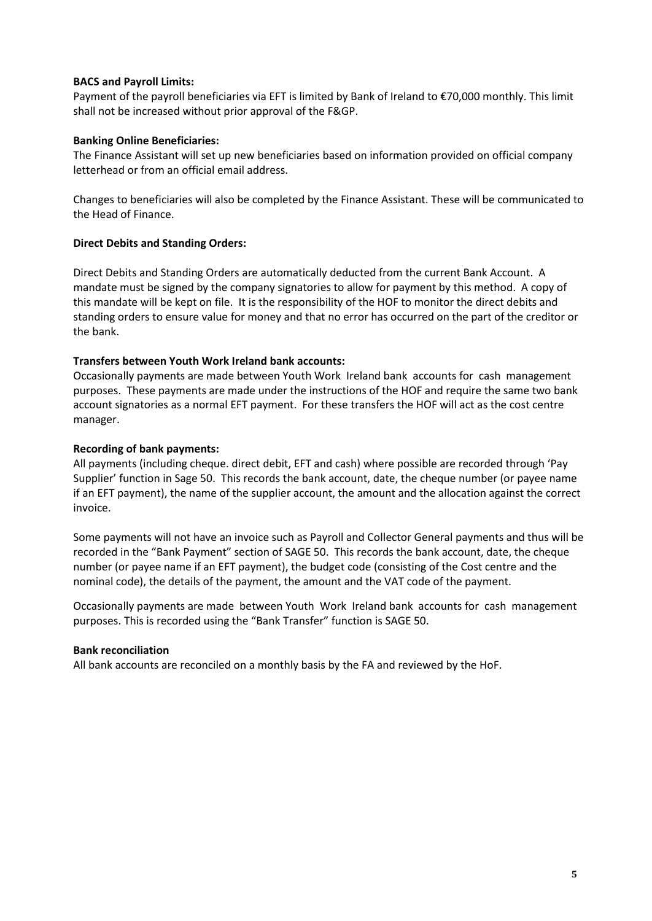**BACS and Payroll Limits:**
Payment of the payroll beneficiaries via EFT is limited by Bank of Ireland to €70,000 monthly. This limit shall not be increased without prior approval of the F&GP.

**Banking Online Beneficiaries:**
The Finance Assistant will set up new beneficiaries based on information provided on official company letterhead or from an official email address.

Changes to beneficiaries will also be completed by the Finance Assistant. These will be communicated to the Head of Finance.

**Direct Debits and Standing Orders:**

Direct Debits and Standing Orders are automatically deducted from the current Bank Account. A mandate must be signed by the company signatories to allow for payment by this method. A copy of this mandate will be kept on file. It is the responsibility of the HOF to monitor the direct debits and standing orders to ensure value for money and that no error has occurred on the part of the creditor or the bank.

**Transfers between Youth Work Ireland bank accounts:**
Occasionally payments are made between Youth Work Ireland bank accounts for cash management purposes. These payments are made under the instructions of the HOF and require the same two bank account signatories as a normal EFT payment. For these transfers the HOF will act as the cost centre manager.

**Recording of bank payments:**
All payments (including cheque. direct debit, EFT and cash) where possible are recorded through 'Pay Supplier' function in Sage 50. This records the bank account, date, the cheque number (or payee name if an EFT payment), the name of the supplier account, the amount and the allocation against the correct invoice.

Some payments will not have an invoice such as Payroll and Collector General payments and thus will be recorded in the "Bank Payment" section of SAGE 50. This records the bank account, date, the cheque number (or payee name if an EFT payment), the budget code (consisting of the Cost centre and the nominal code), the details of the payment, the amount and the VAT code of the payment.

Occasionally payments are made between Youth Work Ireland bank accounts for cash management purposes. This is recorded using the "Bank Transfer" function is SAGE 50.

**Bank reconciliation**
All bank accounts are reconciled on a monthly basis by the FA and reviewed by the HoF.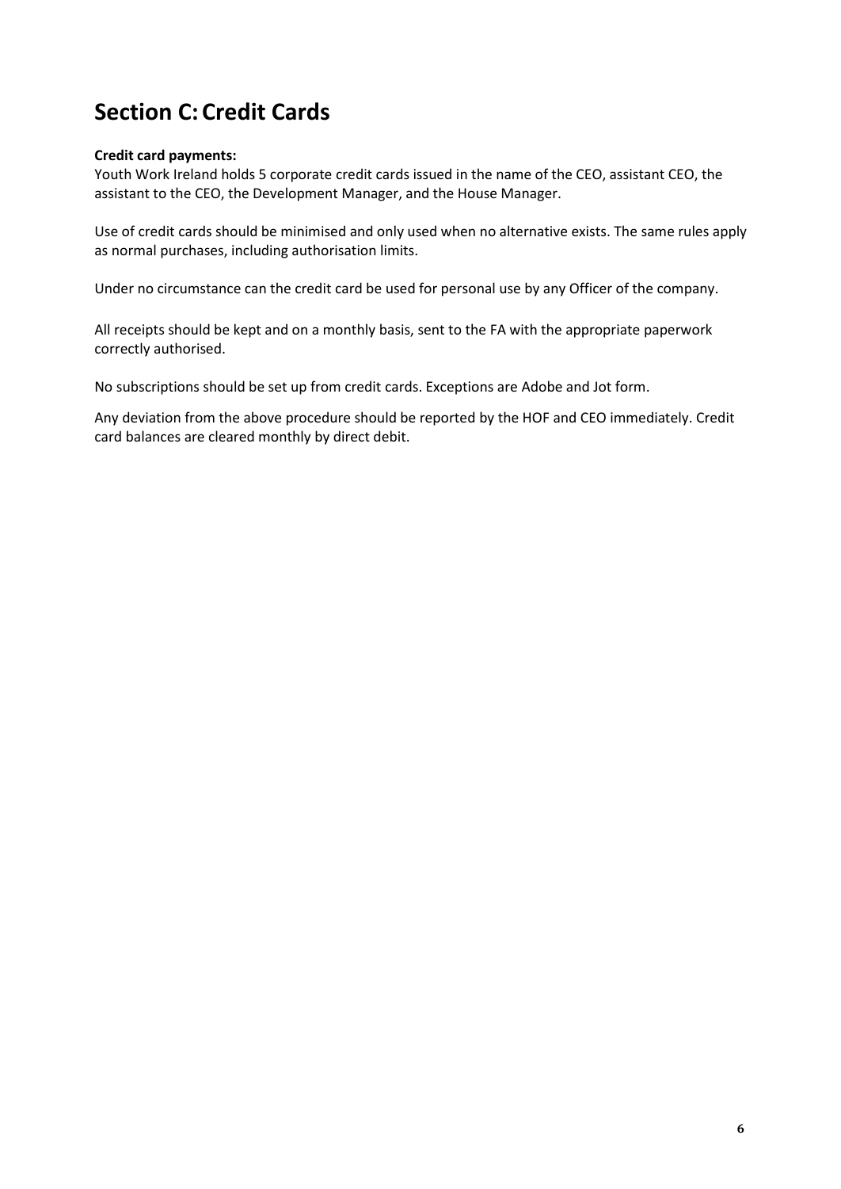# Section C: Credit Cards

**Credit card payments:**

Youth Work Ireland holds 5 corporate credit cards issued in the name of the CEO, assistant CEO, the assistant to the CEO, the Development Manager, and the House Manager.

Use of credit cards should be minimised and only used when no alternative exists. The same rules apply as normal purchases, including authorisation limits.

Under no circumstance can the credit card be used for personal use by any Officer of the company.

All receipts should be kept and on a monthly basis, sent to the FA with the appropriate paperwork correctly authorised.

No subscriptions should be set up from credit cards. Exceptions are Adobe and Jot form.

Any deviation from the above procedure should be reported by the HOF and CEO immediately. Credit card balances are cleared monthly by direct debit.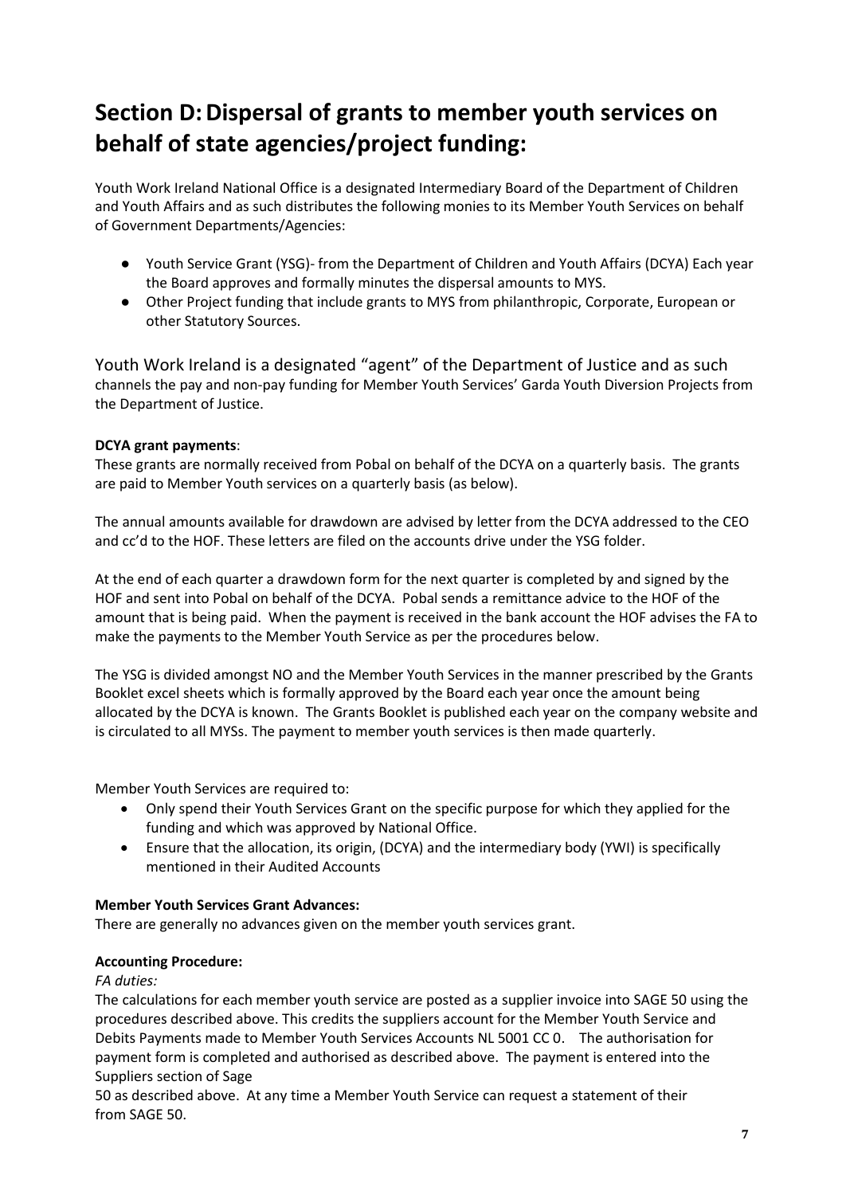# Section D: Dispersal of grants to member youth services on behalf of state agencies/project funding:

Youth Work Ireland National Office is a designated Intermediary Board of the Department of Children and Youth Affairs and as such distributes the following monies to its Member Youth Services on behalf of Government Departments/Agencies:

- Youth Service Grant (YSG)- from the Department of Children and Youth Affairs (DCYA) Each year the Board approves and formally minutes the dispersal amounts to MYS.
- Other Project funding that include grants to MYS from philanthropic, Corporate, European or other Statutory Sources.

Youth Work Ireland is a designated "agent" of the Department of Justice and as such channels the pay and non-pay funding for Member Youth Services' Garda Youth Diversion Projects from the Department of Justice.

**DCYA grant payments**:

These grants are normally received from Pobal on behalf of the DCYA on a quarterly basis. The grants are paid to Member Youth services on a quarterly basis (as below).

The annual amounts available for drawdown are advised by letter from the DCYA addressed to the CEO and cc'd to the HOF. These letters are filed on the accounts drive under the YSG folder.

At the end of each quarter a drawdown form for the next quarter is completed by and signed by the HOF and sent into Pobal on behalf of the DCYA. Pobal sends a remittance advice to the HOF of the amount that is being paid. When the payment is received in the bank account the HOF advises the FA to make the payments to the Member Youth Service as per the procedures below.

The YSG is divided amongst NO and the Member Youth Services in the manner prescribed by the Grants Booklet excel sheets which is formally approved by the Board each year once the amount being allocated by the DCYA is known. The Grants Booklet is published each year on the company website and is circulated to all MYSs. The payment to member youth services is then made quarterly.

Member Youth Services are required to:

- Only spend their Youth Services Grant on the specific purpose for which they applied for the funding and which was approved by National Office.
- Ensure that the allocation, its origin, (DCYA) and the intermediary body (YWI) is specifically mentioned in their Audited Accounts

**Member Youth Services Grant Advances:**

There are generally no advances given on the member youth services grant.

**Accounting Procedure:**

*FA duties:*

The calculations for each member youth service are posted as a supplier invoice into SAGE 50 using the procedures described above. This credits the suppliers account for the Member Youth Service and Debits Payments made to Member Youth Services Accounts NL 5001 CC 0. The authorisation for payment form is completed and authorised as described above. The payment is entered into the Suppliers section of Sage 50 as described above. At any time a Member Youth Service can request a statement of their from SAGE 50.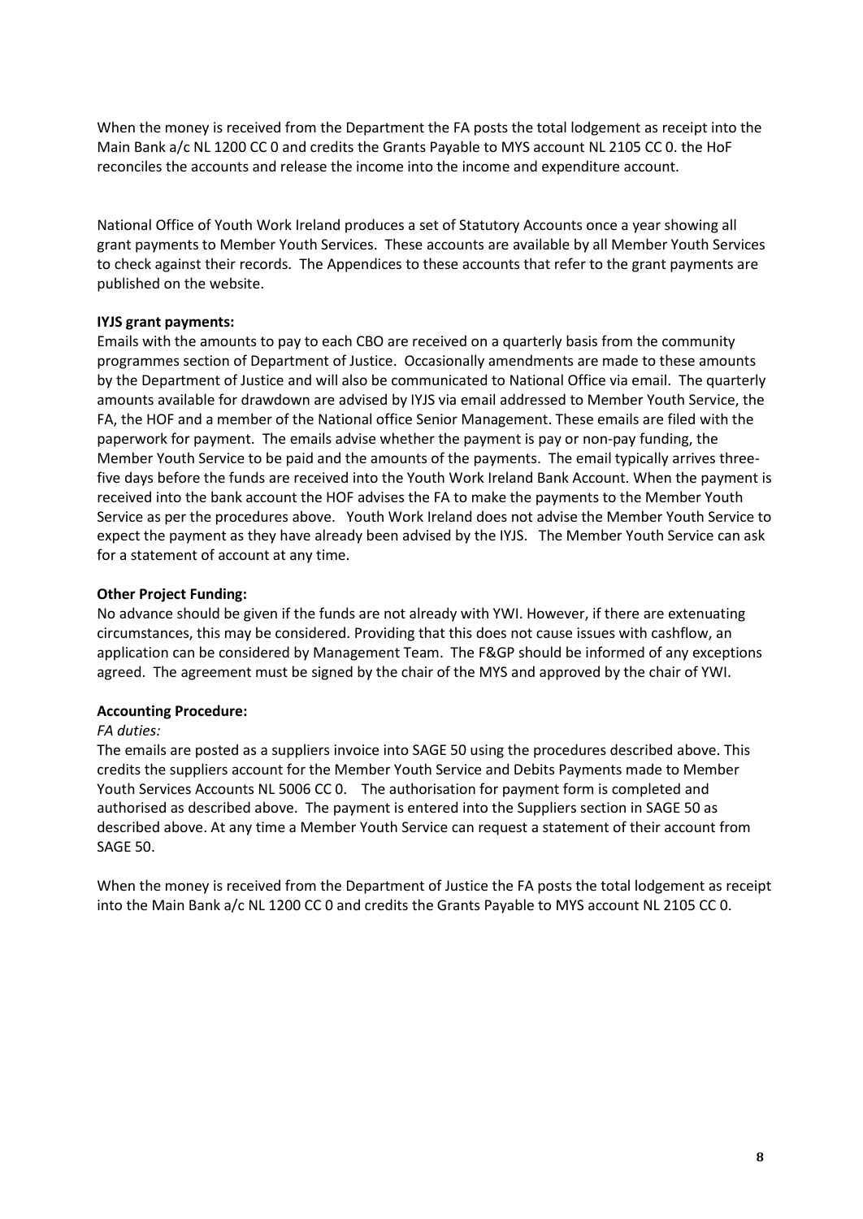When the money is received from the Department the FA posts the total lodgement as receipt into the Main Bank a/c NL 1200 CC 0 and credits the Grants Payable to MYS account NL 2105 CC 0. the HoF reconciles the accounts and release the income into the income and expenditure account.

National Office of Youth Work Ireland produces a set of Statutory Accounts once a year showing all grant payments to Member Youth Services. These accounts are available by all Member Youth Services to check against their records. The Appendices to these accounts that refer to the grant payments are published on the website.

**IYJS grant payments:**

Emails with the amounts to pay to each CBO are received on a quarterly basis from the community programmes section of Department of Justice. Occasionally amendments are made to these amounts by the Department of Justice and will also be communicated to National Office via email. The quarterly amounts available for drawdown are advised by IYJS via email addressed to Member Youth Service, the FA, the HOF and a member of the National office Senior Management. These emails are filed with the paperwork for payment. The emails advise whether the payment is pay or non-pay funding, the Member Youth Service to be paid and the amounts of the payments. The email typically arrives three-five days before the funds are received into the Youth Work Ireland Bank Account. When the payment is received into the bank account the HOF advises the FA to make the payments to the Member Youth Service as per the procedures above. Youth Work Ireland does not advise the Member Youth Service to expect the payment as they have already been advised by the IYJS. The Member Youth Service can ask for a statement of account at any time.

**Other Project Funding:**

No advance should be given if the funds are not already with YWI. However, if there are extenuating circumstances, this may be considered. Providing that this does not cause issues with cashflow, an application can be considered by Management Team. The F&GP should be informed of any exceptions agreed. The agreement must be signed by the chair of the MYS and approved by the chair of YWI.

**Accounting Procedure:**

*FA duties:*

The emails are posted as a suppliers invoice into SAGE 50 using the procedures described above. This credits the suppliers account for the Member Youth Service and Debits Payments made to Member Youth Services Accounts NL 5006 CC 0. The authorisation for payment form is completed and authorised as described above. The payment is entered into the Suppliers section in SAGE 50 as described above. At any time a Member Youth Service can request a statement of their account from SAGE 50.

When the money is received from the Department of Justice the FA posts the total lodgement as receipt into the Main Bank a/c NL 1200 CC 0 and credits the Grants Payable to MYS account NL 2105 CC 0.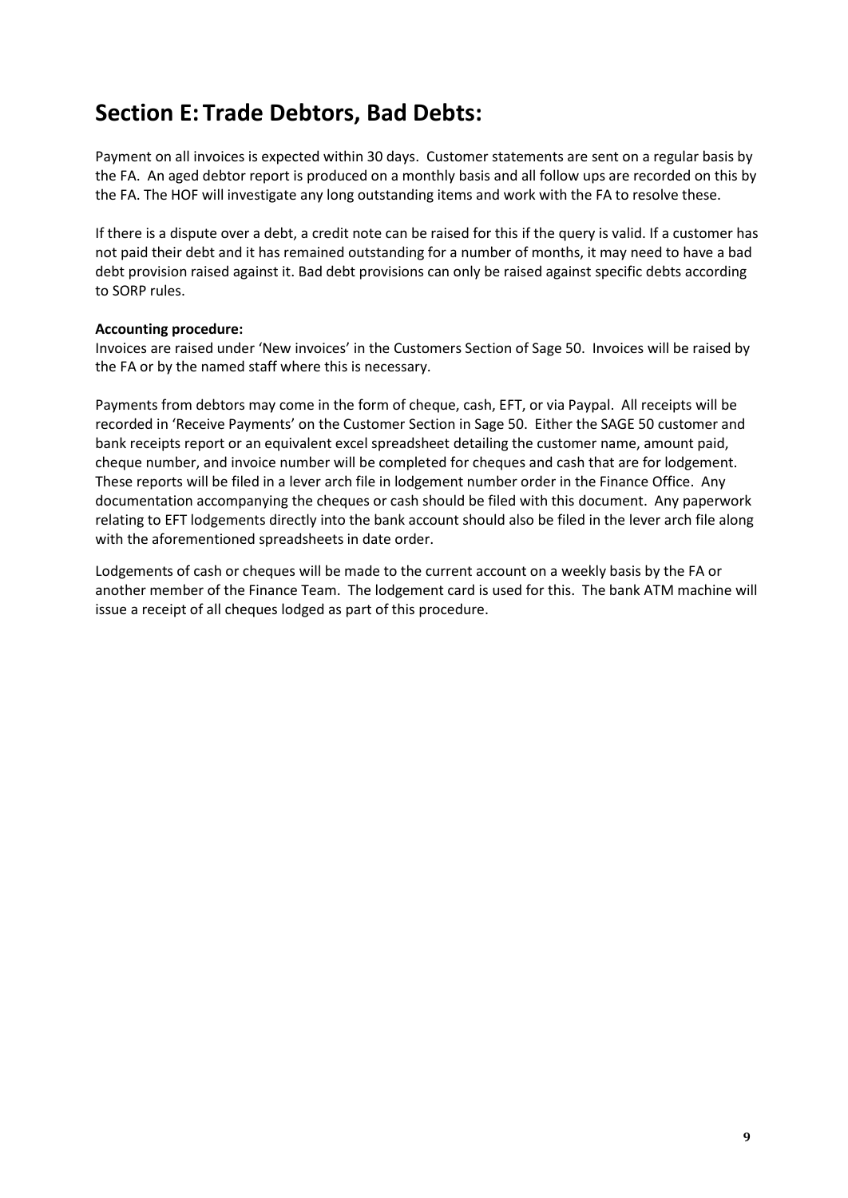## Section E: Trade Debtors, Bad Debts:

Payment on all invoices is expected within 30 days. Customer statements are sent on a regular basis by the FA. An aged debtor report is produced on a monthly basis and all follow ups are recorded on this by the FA. The HOF will investigate any long outstanding items and work with the FA to resolve these.

If there is a dispute over a debt, a credit note can be raised for this if the query is valid. If a customer has not paid their debt and it has remained outstanding for a number of months, it may need to have a bad debt provision raised against it. Bad debt provisions can only be raised against specific debts according to SORP rules.

**Accounting procedure:**
Invoices are raised under 'New invoices' in the Customers Section of Sage 50. Invoices will be raised by the FA or by the named staff where this is necessary.

Payments from debtors may come in the form of cheque, cash, EFT, or via Paypal. All receipts will be recorded in 'Receive Payments' on the Customer Section in Sage 50. Either the SAGE 50 customer and bank receipts report or an equivalent excel spreadsheet detailing the customer name, amount paid, cheque number, and invoice number will be completed for cheques and cash that are for lodgement. These reports will be filed in a lever arch file in lodgement number order in the Finance Office. Any documentation accompanying the cheques or cash should be filed with this document. Any paperwork relating to EFT lodgements directly into the bank account should also be filed in the lever arch file along with the aforementioned spreadsheets in date order.

Lodgements of cash or cheques will be made to the current account on a weekly basis by the FA or another member of the Finance Team. The lodgement card is used for this. The bank ATM machine will issue a receipt of all cheques lodged as part of this procedure.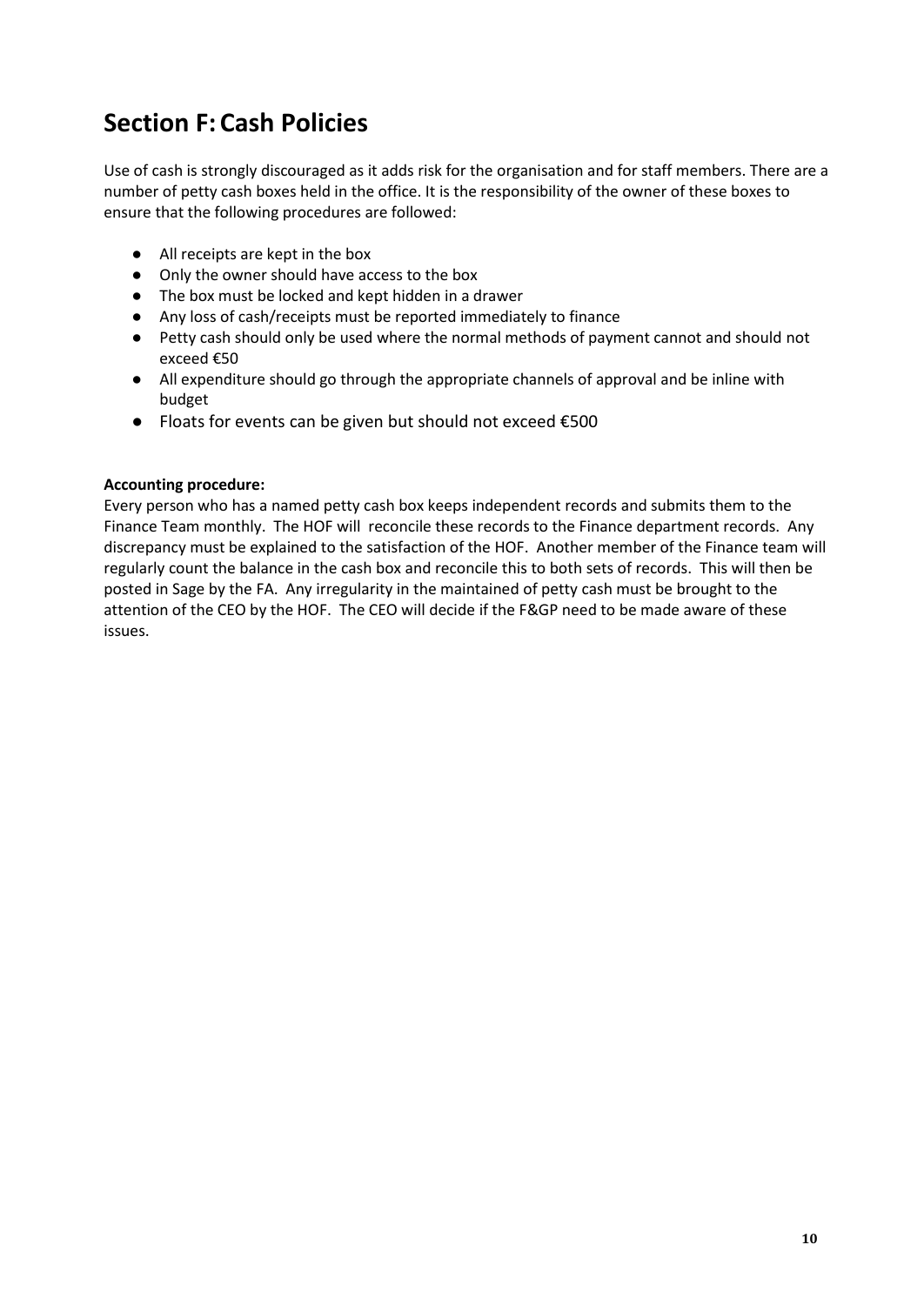# Section F: Cash Policies

Use of cash is strongly discouraged as it adds risk for the organisation and for staff members. There are a number of petty cash boxes held in the office. It is the responsibility of the owner of these boxes to ensure that the following procedures are followed:

- All receipts are kept in the box
- Only the owner should have access to the box
- The box must be locked and kept hidden in a drawer
- Any loss of cash/receipts must be reported immediately to finance
- Petty cash should only be used where the normal methods of payment cannot and should not exceed €50
- All expenditure should go through the appropriate channels of approval and be inline with budget
- Floats for events can be given but should not exceed €500

**Accounting procedure:**

Every person who has a named petty cash box keeps independent records and submits them to the Finance Team monthly. The HOF will reconcile these records to the Finance department records. Any discrepancy must be explained to the satisfaction of the HOF. Another member of the Finance team will regularly count the balance in the cash box and reconcile this to both sets of records. This will then be posted in Sage by the FA. Any irregularity in the maintained of petty cash must be brought to the attention of the CEO by the HOF. The CEO will decide if the F&GP need to be made aware of these issues.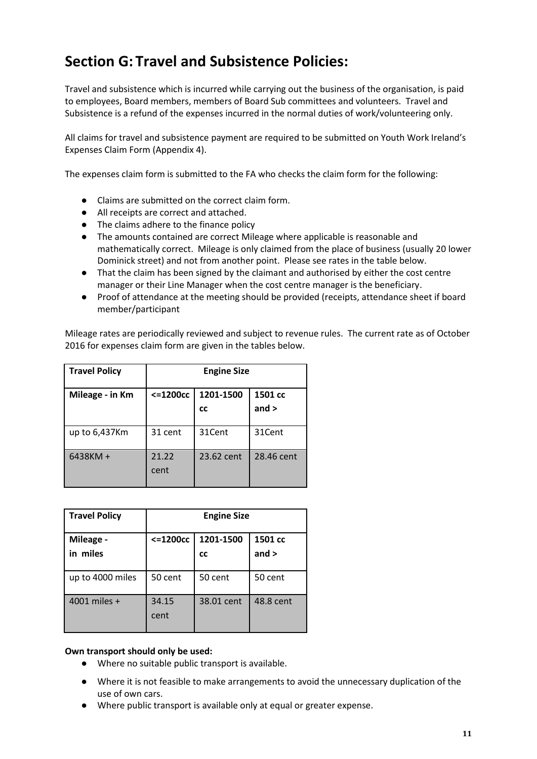## Section G: Travel and Subsistence Policies:

Travel and subsistence which is incurred while carrying out the business of the organisation, is paid to employees, Board members, members of Board Sub committees and volunteers. Travel and Subsistence is a refund of the expenses incurred in the normal duties of work/volunteering only.

All claims for travel and subsistence payment are required to be submitted on Youth Work Ireland's Expenses Claim Form (Appendix 4).

The expenses claim form is submitted to the FA who checks the claim form for the following:

- Claims are submitted on the correct claim form.
- All receipts are correct and attached.
- The claims adhere to the finance policy
- The amounts contained are correct Mileage where applicable is reasonable and mathematically correct. Mileage is only claimed from the place of business (usually 20 lower Dominick street) and not from another point. Please see rates in the table below.
- That the claim has been signed by the claimant and authorised by either the cost centre manager or their Line Manager when the cost centre manager is the beneficiary.
- Proof of attendance at the meeting should be provided (receipts, attendance sheet if board member/participant

Mileage rates are periodically reviewed and subject to revenue rules. The current rate as of October 2016 for expenses claim form are given in the tables below.

| **Travel Policy** | **Engine Size** | | |
|---|---|---|---|
| **Mileage - in Km** | **<=1200cc** | **1201-1500 cc** | **1501 cc and >** |
| up to 6,437Km | 31 cent | 31Cent | 31Cent |
| 6438KM + | 21.22 cent | 23.62 cent | 28.46 cent |

| **Travel Policy** | **Engine Size** | | |
|---|---|---|---|
| **Mileage - in miles** | **<=1200cc** | **1201-1500 cc** | **1501 cc and >** |
| up to 4000 miles | 50 cent | 50 cent | 50 cent |
| 4001 miles + | 34.15 cent | 38.01 cent | 48.8 cent |

**Own transport should only be used:**

- Where no suitable public transport is available.
- Where it is not feasible to make arrangements to avoid the unnecessary duplication of the use of own cars.
- Where public transport is available only at equal or greater expense.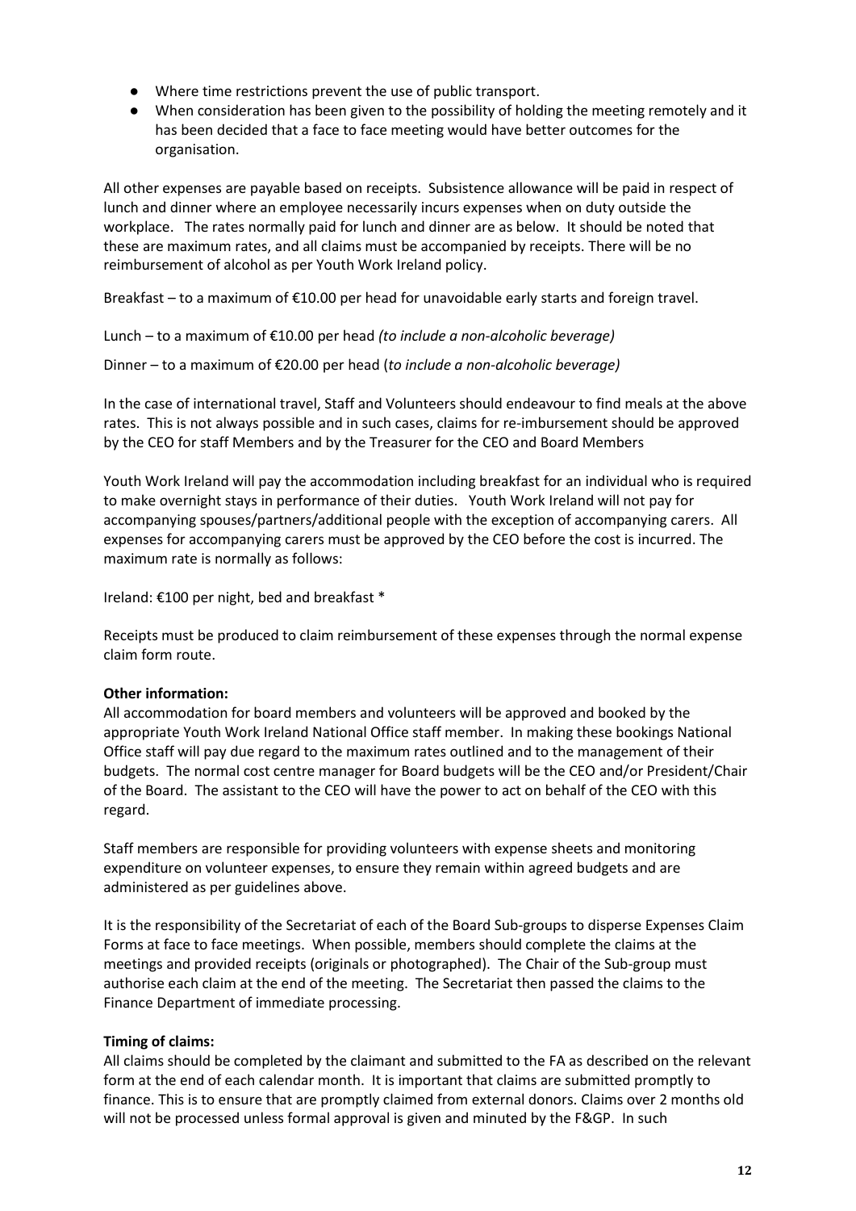- Where time restrictions prevent the use of public transport.
- When consideration has been given to the possibility of holding the meeting remotely and it has been decided that a face to face meeting would have better outcomes for the organisation.

All other expenses are payable based on receipts. Subsistence allowance will be paid in respect of lunch and dinner where an employee necessarily incurs expenses when on duty outside the workplace. The rates normally paid for lunch and dinner are as below. It should be noted that these are maximum rates, and all claims must be accompanied by receipts. There will be no reimbursement of alcohol as per Youth Work Ireland policy.

Breakfast – to a maximum of €10.00 per head for unavoidable early starts and foreign travel.

Lunch – to a maximum of €10.00 per head *(to include a non-alcoholic beverage)*

Dinner – to a maximum of €20.00 per head (*to include a non-alcoholic beverage)*

In the case of international travel, Staff and Volunteers should endeavour to find meals at the above rates. This is not always possible and in such cases, claims for re-imbursement should be approved by the CEO for staff Members and by the Treasurer for the CEO and Board Members

Youth Work Ireland will pay the accommodation including breakfast for an individual who is required to make overnight stays in performance of their duties. Youth Work Ireland will not pay for accompanying spouses/partners/additional people with the exception of accompanying carers. All expenses for accompanying carers must be approved by the CEO before the cost is incurred. The maximum rate is normally as follows:

Ireland: €100 per night, bed and breakfast *

Receipts must be produced to claim reimbursement of these expenses through the normal expense claim form route.

**Other information:**
All accommodation for board members and volunteers will be approved and booked by the appropriate Youth Work Ireland National Office staff member. In making these bookings National Office staff will pay due regard to the maximum rates outlined and to the management of their budgets. The normal cost centre manager for Board budgets will be the CEO and/or President/Chair of the Board. The assistant to the CEO will have the power to act on behalf of the CEO with this regard.

Staff members are responsible for providing volunteers with expense sheets and monitoring expenditure on volunteer expenses, to ensure they remain within agreed budgets and are administered as per guidelines above.

It is the responsibility of the Secretariat of each of the Board Sub-groups to disperse Expenses Claim Forms at face to face meetings. When possible, members should complete the claims at the meetings and provided receipts (originals or photographed). The Chair of the Sub-group must authorise each claim at the end of the meeting. The Secretariat then passed the claims to the Finance Department of immediate processing.

**Timing of claims:**
All claims should be completed by the claimant and submitted to the FA as described on the relevant form at the end of each calendar month. It is important that claims are submitted promptly to finance. This is to ensure that are promptly claimed from external donors. Claims over 2 months old will not be processed unless formal approval is given and minuted by the F&GP. In such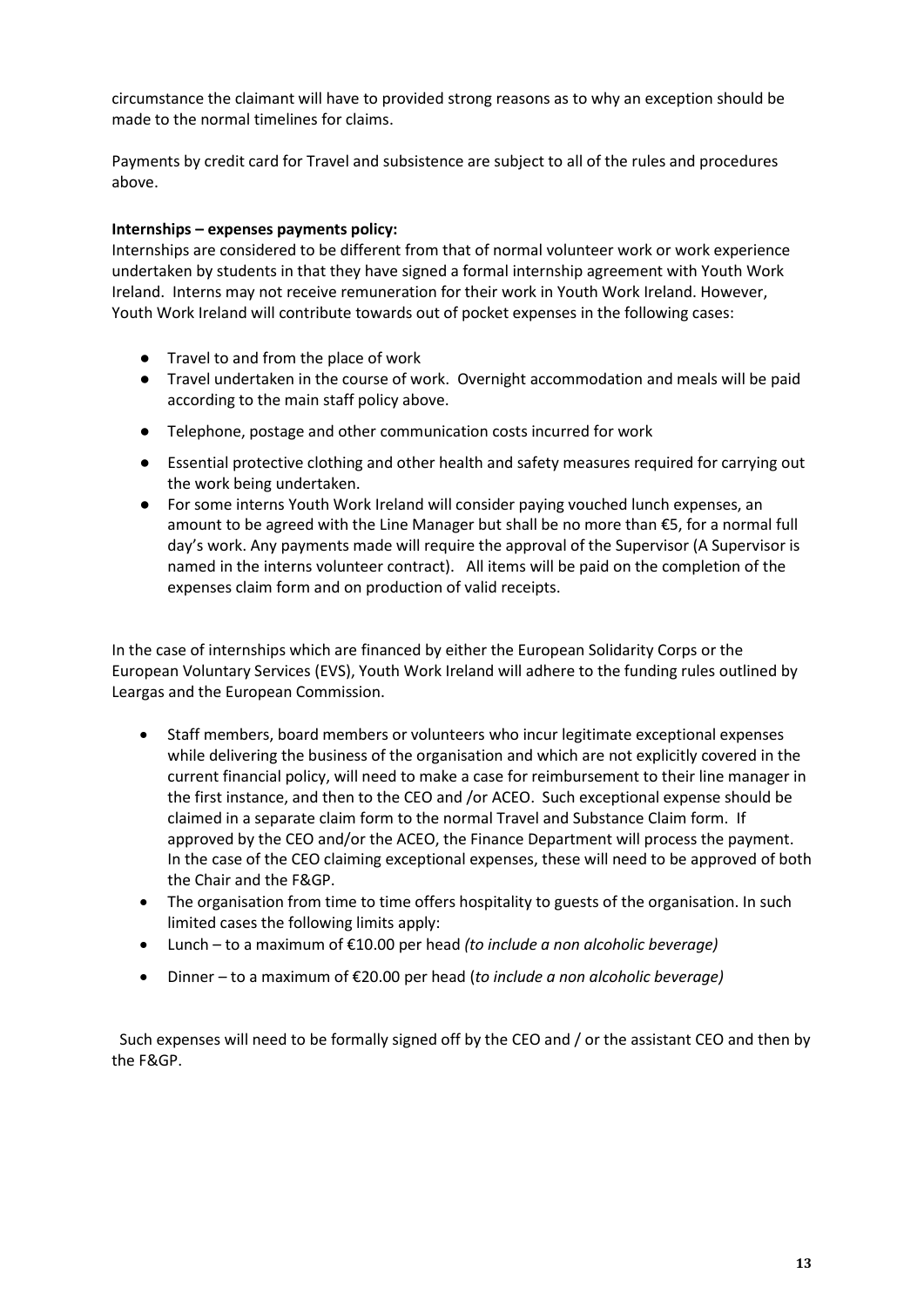circumstance the claimant will have to provided strong reasons as to why an exception should be made to the normal timelines for claims.

Payments by credit card for Travel and subsistence are subject to all of the rules and procedures above.

**Internships – expenses payments policy:**

Internships are considered to be different from that of normal volunteer work or work experience undertaken by students in that they have signed a formal internship agreement with Youth Work Ireland. Interns may not receive remuneration for their work in Youth Work Ireland. However, Youth Work Ireland will contribute towards out of pocket expenses in the following cases:

- Travel to and from the place of work
- Travel undertaken in the course of work. Overnight accommodation and meals will be paid according to the main staff policy above.
- Telephone, postage and other communication costs incurred for work
- Essential protective clothing and other health and safety measures required for carrying out the work being undertaken.
- For some interns Youth Work Ireland will consider paying vouched lunch expenses, an amount to be agreed with the Line Manager but shall be no more than €5, for a normal full day's work. Any payments made will require the approval of the Supervisor (A Supervisor is named in the interns volunteer contract). All items will be paid on the completion of the expenses claim form and on production of valid receipts.

In the case of internships which are financed by either the European Solidarity Corps or the European Voluntary Services (EVS), Youth Work Ireland will adhere to the funding rules outlined by Leargas and the European Commission.

- Staff members, board members or volunteers who incur legitimate exceptional expenses while delivering the business of the organisation and which are not explicitly covered in the current financial policy, will need to make a case for reimbursement to their line manager in the first instance, and then to the CEO and /or ACEO. Such exceptional expense should be claimed in a separate claim form to the normal Travel and Substance Claim form. If approved by the CEO and/or the ACEO, the Finance Department will process the payment. In the case of the CEO claiming exceptional expenses, these will need to be approved of both the Chair and the F&GP.
- The organisation from time to time offers hospitality to guests of the organisation. In such limited cases the following limits apply:
- Lunch – to a maximum of €10.00 per head *(to include a non alcoholic beverage)*
- Dinner – to a maximum of €20.00 per head (*to include a non alcoholic beverage)*

Such expenses will need to be formally signed off by the CEO and / or the assistant CEO and then by the F&GP.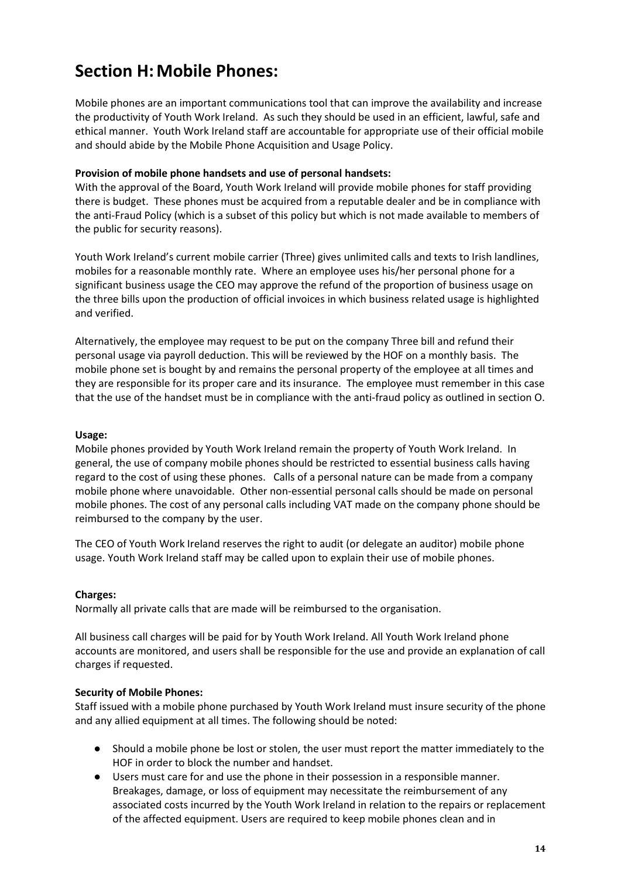# Section H: Mobile Phones:

Mobile phones are an important communications tool that can improve the availability and increase the productivity of Youth Work Ireland. As such they should be used in an efficient, lawful, safe and ethical manner. Youth Work Ireland staff are accountable for appropriate use of their official mobile and should abide by the Mobile Phone Acquisition and Usage Policy.

**Provision of mobile phone handsets and use of personal handsets:**
With the approval of the Board, Youth Work Ireland will provide mobile phones for staff providing there is budget. These phones must be acquired from a reputable dealer and be in compliance with the anti-Fraud Policy (which is a subset of this policy but which is not made available to members of the public for security reasons).

Youth Work Ireland's current mobile carrier (Three) gives unlimited calls and texts to Irish landlines, mobiles for a reasonable monthly rate. Where an employee uses his/her personal phone for a significant business usage the CEO may approve the refund of the proportion of business usage on the three bills upon the production of official invoices in which business related usage is highlighted and verified.

Alternatively, the employee may request to be put on the company Three bill and refund their personal usage via payroll deduction. This will be reviewed by the HOF on a monthly basis. The mobile phone set is bought by and remains the personal property of the employee at all times and they are responsible for its proper care and its insurance. The employee must remember in this case that the use of the handset must be in compliance with the anti-fraud policy as outlined in section O.

**Usage:**
Mobile phones provided by Youth Work Ireland remain the property of Youth Work Ireland. In general, the use of company mobile phones should be restricted to essential business calls having regard to the cost of using these phones. Calls of a personal nature can be made from a company mobile phone where unavoidable. Other non-essential personal calls should be made on personal mobile phones. The cost of any personal calls including VAT made on the company phone should be reimbursed to the company by the user.

The CEO of Youth Work Ireland reserves the right to audit (or delegate an auditor) mobile phone usage. Youth Work Ireland staff may be called upon to explain their use of mobile phones.

**Charges:**
Normally all private calls that are made will be reimbursed to the organisation.

All business call charges will be paid for by Youth Work Ireland. All Youth Work Ireland phone accounts are monitored, and users shall be responsible for the use and provide an explanation of call charges if requested.

**Security of Mobile Phones:**
Staff issued with a mobile phone purchased by Youth Work Ireland must insure security of the phone and any allied equipment at all times. The following should be noted:

- Should a mobile phone be lost or stolen, the user must report the matter immediately to the HOF in order to block the number and handset.
- Users must care for and use the phone in their possession in a responsible manner. Breakages, damage, or loss of equipment may necessitate the reimbursement of any associated costs incurred by the Youth Work Ireland in relation to the repairs or replacement of the affected equipment. Users are required to keep mobile phones clean and in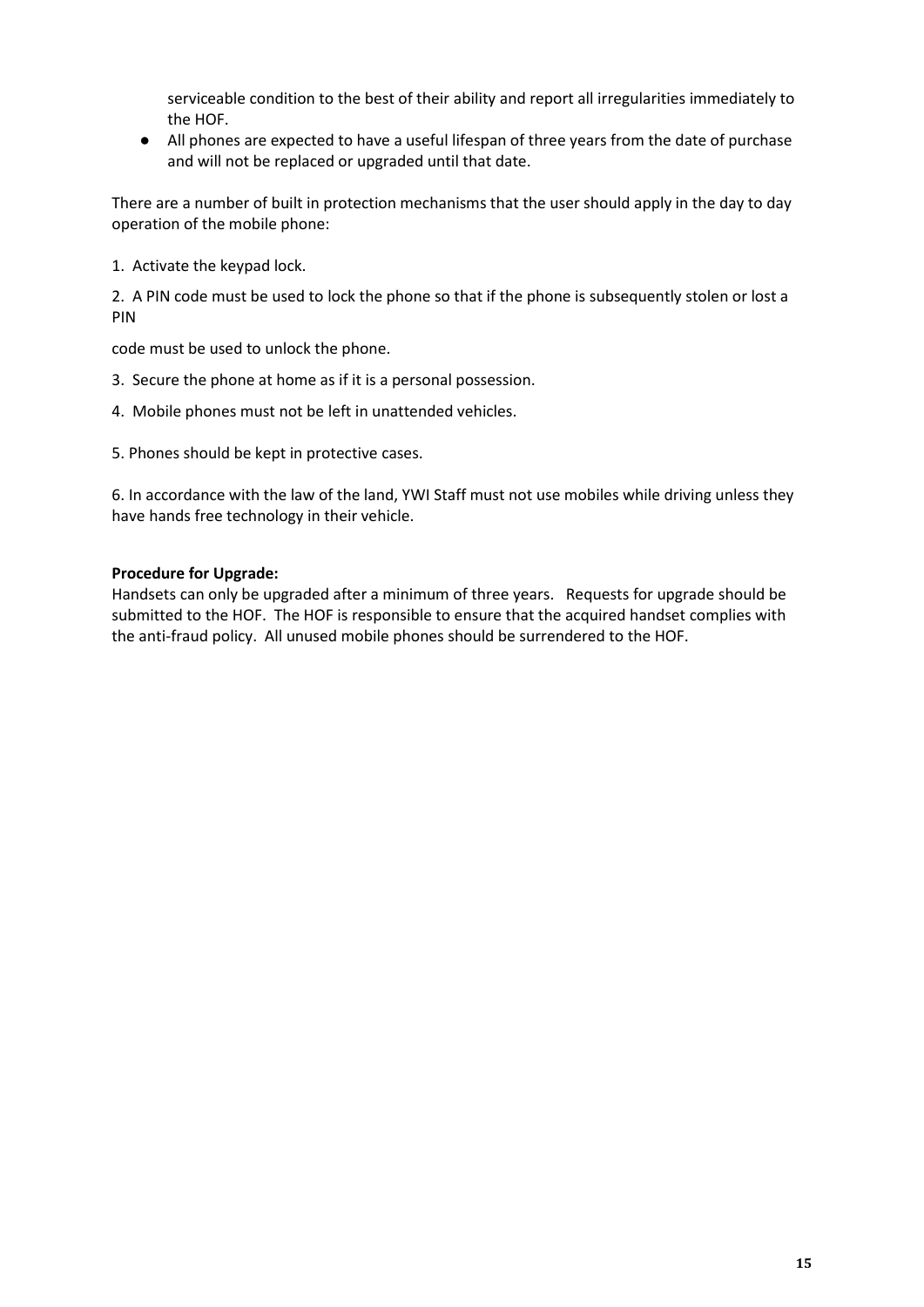serviceable condition to the best of their ability and report all irregularities immediately to the HOF.

- All phones are expected to have a useful lifespan of three years from the date of purchase and will not be replaced or upgraded until that date.

There are a number of built in protection mechanisms that the user should apply in the day to day operation of the mobile phone:

1. Activate the keypad lock.

2. A PIN code must be used to lock the phone so that if the phone is subsequently stolen or lost a PIN

code must be used to unlock the phone.

3. Secure the phone at home as if it is a personal possession.

4. Mobile phones must not be left in unattended vehicles.

5. Phones should be kept in protective cases.

6. In accordance with the law of the land, YWI Staff must not use mobiles while driving unless they have hands free technology in their vehicle.

**Procedure for Upgrade:**

Handsets can only be upgraded after a minimum of three years. Requests for upgrade should be submitted to the HOF. The HOF is responsible to ensure that the acquired handset complies with the anti-fraud policy. All unused mobile phones should be surrendered to the HOF.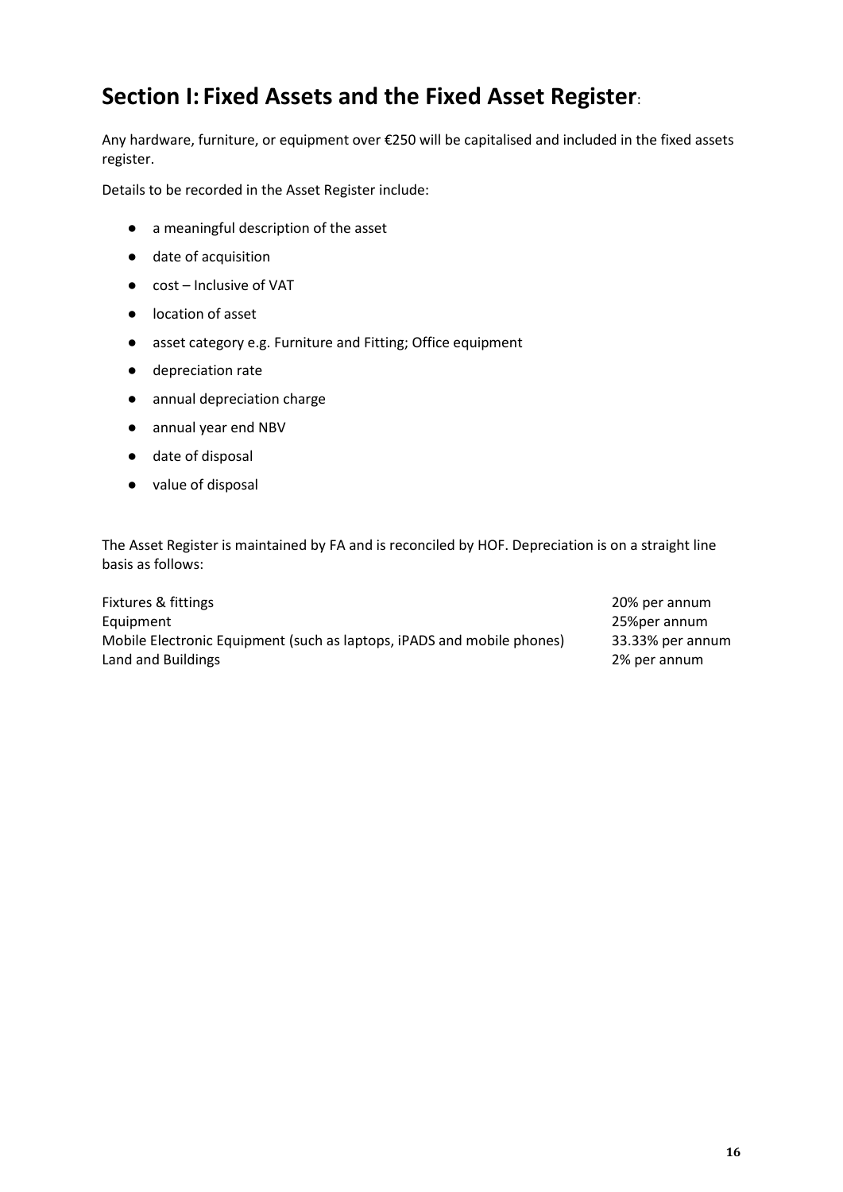## Section I: Fixed Assets and the Fixed Asset Register:

Any hardware, furniture, or equipment over €250 will be capitalised and included in the fixed assets register.

Details to be recorded in the Asset Register include:

- a meaningful description of the asset
- date of acquisition
- cost – Inclusive of VAT
- location of asset
- asset category e.g. Furniture and Fitting; Office equipment
- depreciation rate
- annual depreciation charge
- annual year end NBV
- date of disposal
- value of disposal

The Asset Register is maintained by FA and is reconciled by HOF. Depreciation is on a straight line basis as follows:

| | |
|---|---|
| Fixtures & fittings | 20% per annum |
| Equipment | 25%per annum |
| Mobile Electronic Equipment (such as laptops, iPADS and mobile phones) | 33.33% per annum |
| Land and Buildings | 2% per annum |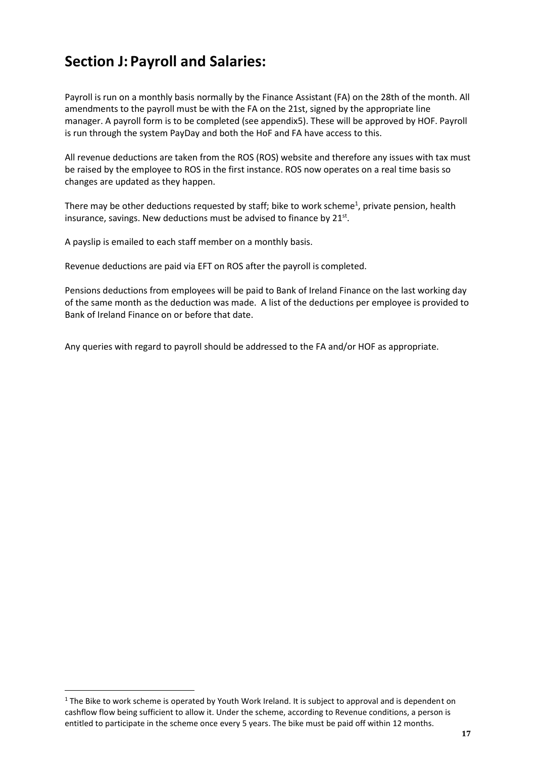## Section J: Payroll and Salaries:

Payroll is run on a monthly basis normally by the Finance Assistant (FA) on the 28th of the month. All amendments to the payroll must be with the FA on the 21st, signed by the appropriate line manager. A payroll form is to be completed (see appendix5). These will be approved by HOF. Payroll is run through the system PayDay and both the HoF and FA have access to this.

All revenue deductions are taken from the ROS (ROS) website and therefore any issues with tax must be raised by the employee to ROS in the first instance. ROS now operates on a real time basis so changes are updated as they happen.

There may be other deductions requested by staff; bike to work scheme[1], private pension, health insurance, savings. New deductions must be advised to finance by 21st.

A payslip is emailed to each staff member on a monthly basis.

Revenue deductions are paid via EFT on ROS after the payroll is completed.

Pensions deductions from employees will be paid to Bank of Ireland Finance on the last working day of the same month as the deduction was made. A list of the deductions per employee is provided to Bank of Ireland Finance on or before that date.

Any queries with regard to payroll should be addressed to the FA and/or HOF as appropriate.

---

[1] The Bike to work scheme is operated by Youth Work Ireland. It is subject to approval and is dependent on cashflow flow being sufficient to allow it. Under the scheme, according to Revenue conditions, a person is entitled to participate in the scheme once every 5 years. The bike must be paid off within 12 months.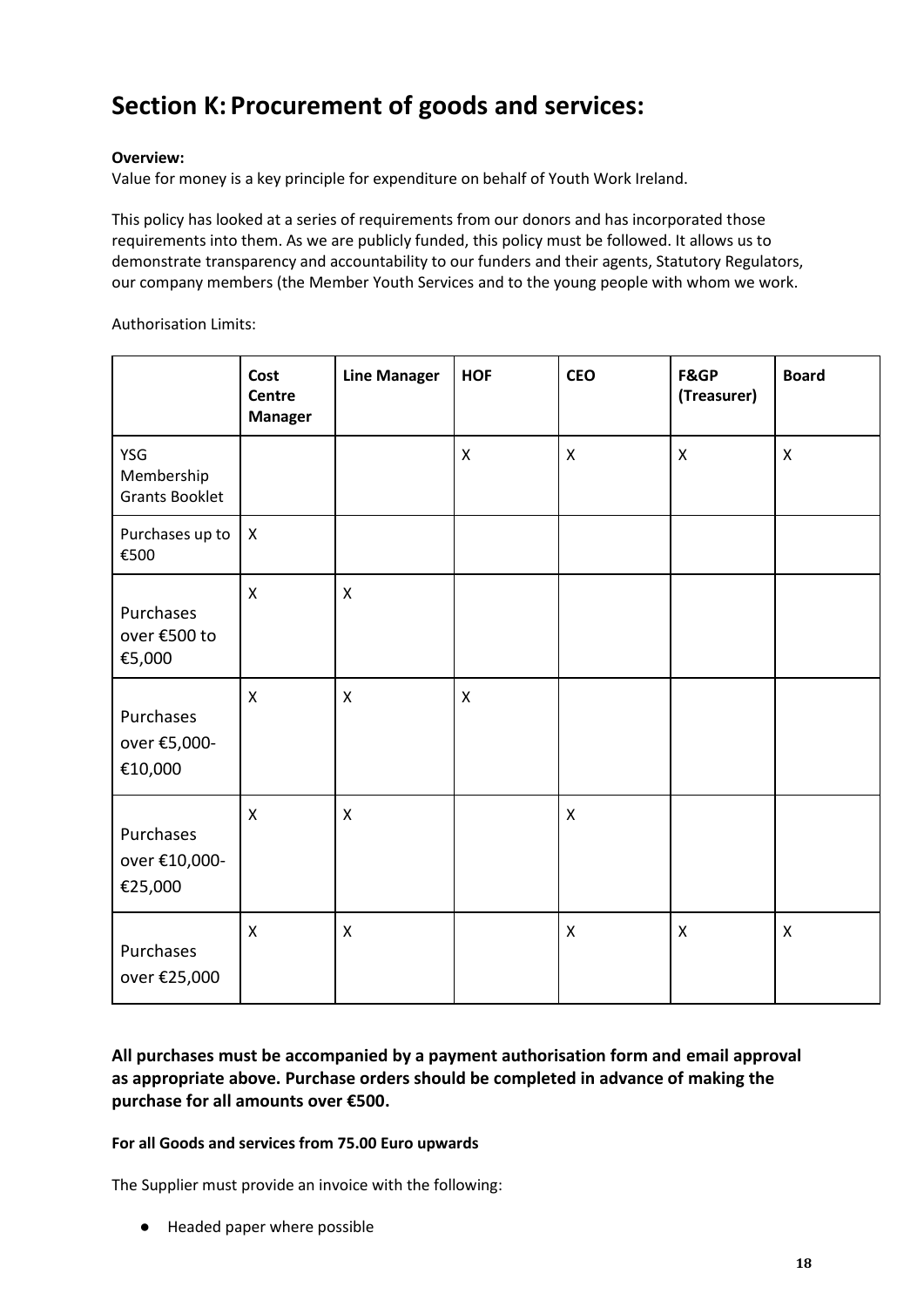# Section K: Procurement of goods and services:

**Overview:**
Value for money is a key principle for expenditure on behalf of Youth Work Ireland.

This policy has looked at a series of requirements from our donors and has incorporated those requirements into them. As we are publicly funded, this policy must be followed. It allows us to demonstrate transparency and accountability to our funders and their agents, Statutory Regulators, our company members (the Member Youth Services and to the young people with whom we work.

Authorisation Limits:

| | **Cost Centre Manager** | **Line Manager** | **HOF** | **CEO** | **F&GP (Treasurer)** | **Board** |
|---|---|---|---|---|---|---|
| YSG Membership Grants Booklet | | | X | X | X | X |
| Purchases up to €500 | X | | | | | |
| Purchases over €500 to €5,000 | X | X | | | | |
| Purchases over €5,000-€10,000 | X | X | X | | | |
| Purchases over €10,000-€25,000 | X | X | | X | | |
| Purchases over €25,000 | X | X | | X | X | X |

**All purchases must be accompanied by a payment authorisation form and email approval as appropriate above. Purchase orders should be completed in advance of making the purchase for all amounts over €500.**

**For all Goods and services from 75.00 Euro upwards**

The Supplier must provide an invoice with the following:

- Headed paper where possible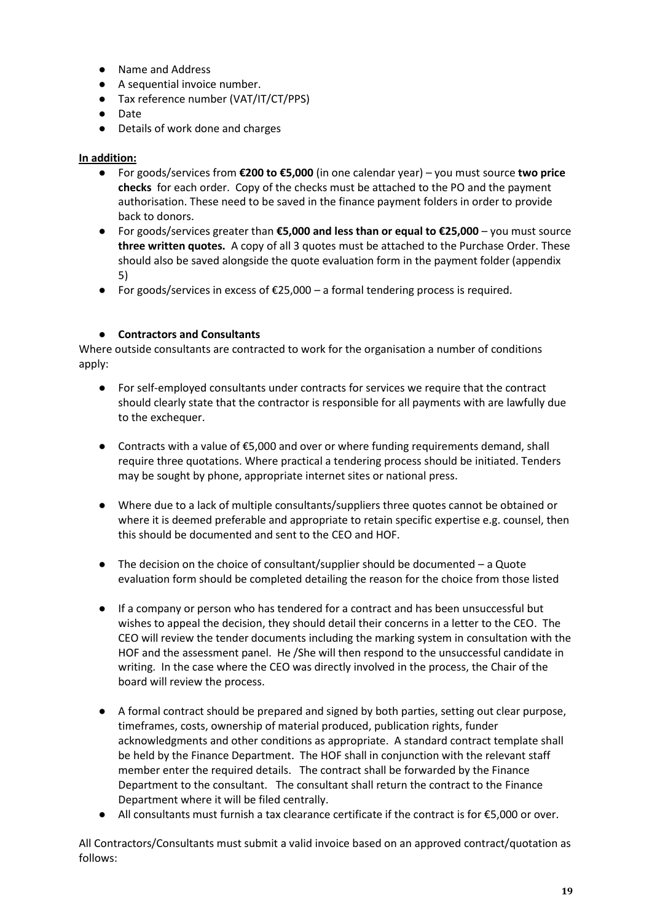- Name and Address
- A sequential invoice number.
- Tax reference number (VAT/IT/CT/PPS)
- Date
- Details of work done and charges

**In addition:**

- For goods/services from **€200 to €5,000** (in one calendar year) – you must source **two price checks** for each order. Copy of the checks must be attached to the PO and the payment authorisation. These need to be saved in the finance payment folders in order to provide back to donors.
- For goods/services greater than **€5,000 and less than or equal to €25,000** – you must source **three written quotes.** A copy of all 3 quotes must be attached to the Purchase Order. These should also be saved alongside the quote evaluation form in the payment folder (appendix 5)
- For goods/services in excess of €25,000 – a formal tendering process is required.

- **Contractors and Consultants**

Where outside consultants are contracted to work for the organisation a number of conditions apply:

- For self-employed consultants under contracts for services we require that the contract should clearly state that the contractor is responsible for all payments with are lawfully due to the exchequer.
- Contracts with a value of €5,000 and over or where funding requirements demand, shall require three quotations. Where practical a tendering process should be initiated. Tenders may be sought by phone, appropriate internet sites or national press.
- Where due to a lack of multiple consultants/suppliers three quotes cannot be obtained or where it is deemed preferable and appropriate to retain specific expertise e.g. counsel, then this should be documented and sent to the CEO and HOF.
- The decision on the choice of consultant/supplier should be documented – a Quote evaluation form should be completed detailing the reason for the choice from those listed
- If a company or person who has tendered for a contract and has been unsuccessful but wishes to appeal the decision, they should detail their concerns in a letter to the CEO. The CEO will review the tender documents including the marking system in consultation with the HOF and the assessment panel. He /She will then respond to the unsuccessful candidate in writing. In the case where the CEO was directly involved in the process, the Chair of the board will review the process.
- A formal contract should be prepared and signed by both parties, setting out clear purpose, timeframes, costs, ownership of material produced, publication rights, funder acknowledgments and other conditions as appropriate. A standard contract template shall be held by the Finance Department. The HOF shall in conjunction with the relevant staff member enter the required details. The contract shall be forwarded by the Finance Department to the consultant. The consultant shall return the contract to the Finance Department where it will be filed centrally.
- All consultants must furnish a tax clearance certificate if the contract is for €5,000 or over.

All Contractors/Consultants must submit a valid invoice based on an approved contract/quotation as follows: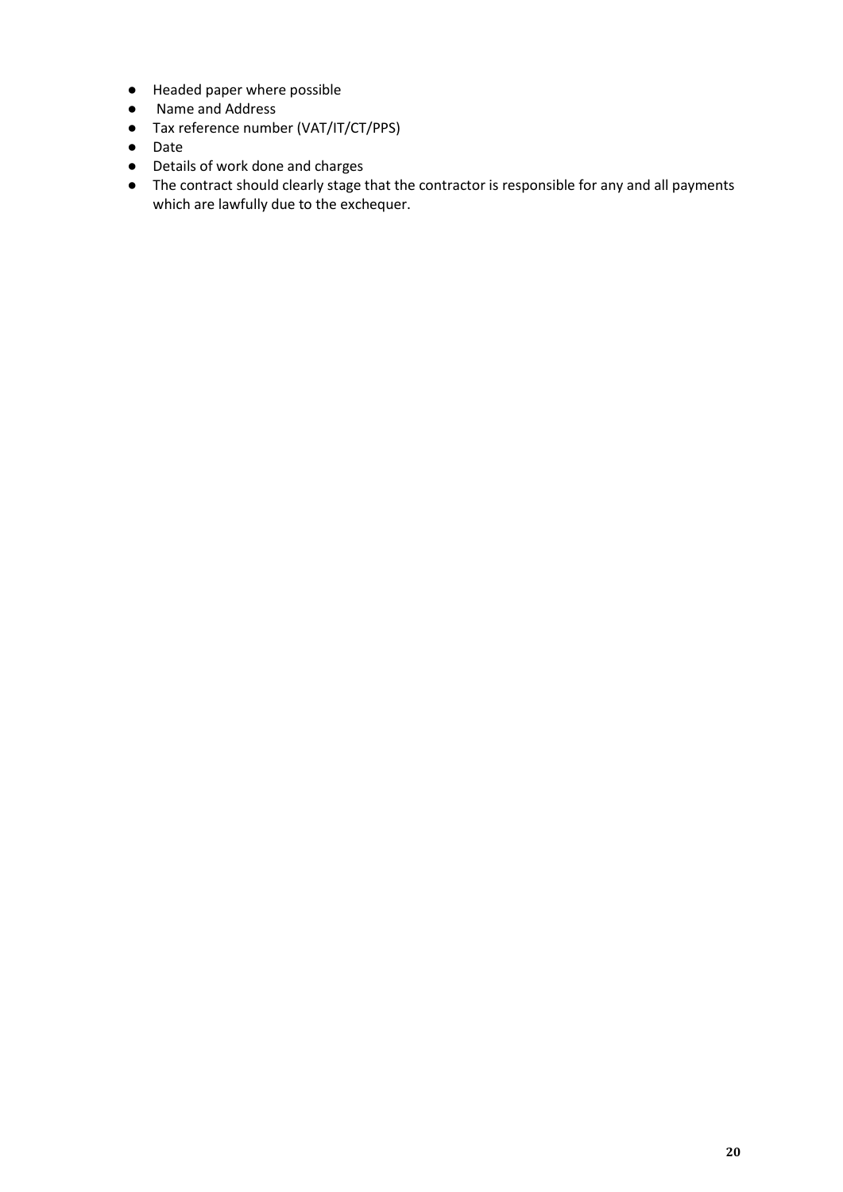- Headed paper where possible
- Name and Address
- Tax reference number (VAT/IT/CT/PPS)
- Date
- Details of work done and charges
- The contract should clearly stage that the contractor is responsible for any and all payments which are lawfully due to the exchequer.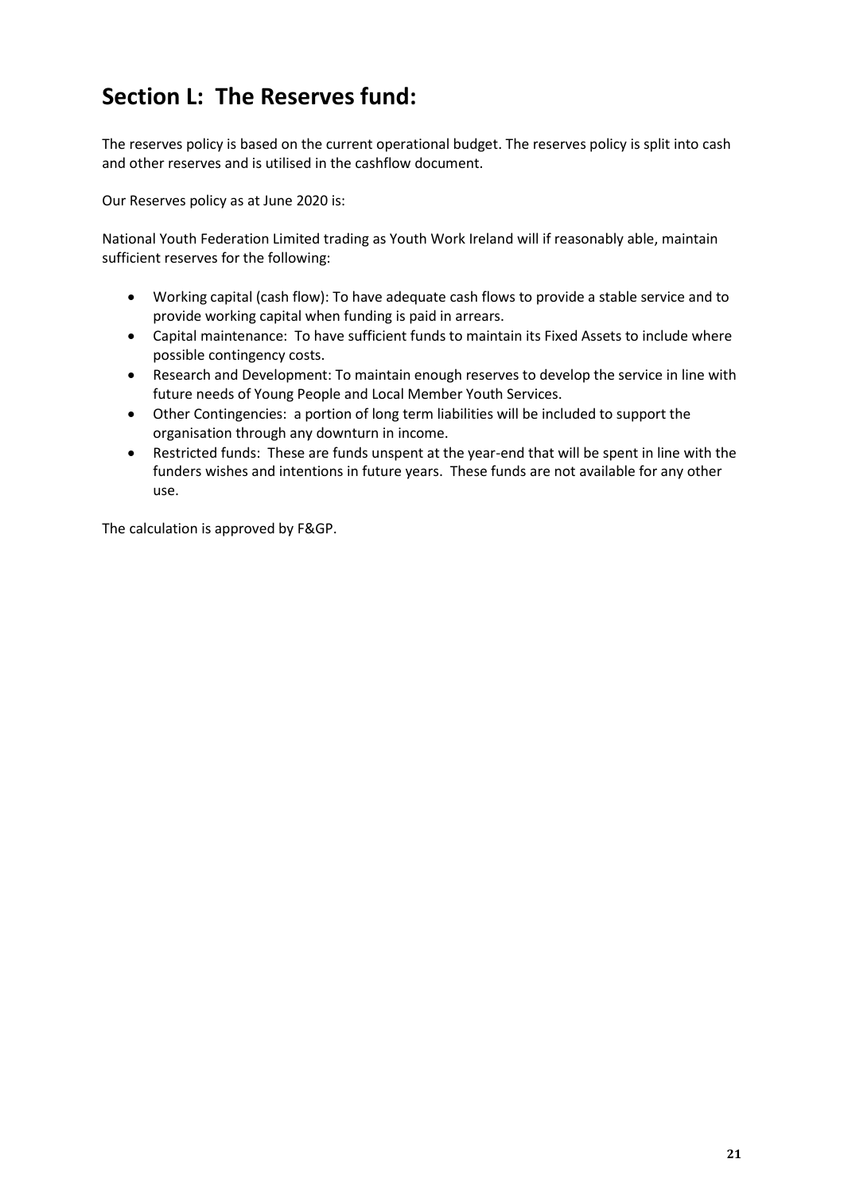## Section L: The Reserves fund:

The reserves policy is based on the current operational budget. The reserves policy is split into cash and other reserves and is utilised in the cashflow document.

Our Reserves policy as at June 2020 is:

National Youth Federation Limited trading as Youth Work Ireland will if reasonably able, maintain sufficient reserves for the following:

- Working capital (cash flow): To have adequate cash flows to provide a stable service and to provide working capital when funding is paid in arrears.
- Capital maintenance: To have sufficient funds to maintain its Fixed Assets to include where possible contingency costs.
- Research and Development: To maintain enough reserves to develop the service in line with future needs of Young People and Local Member Youth Services.
- Other Contingencies: a portion of long term liabilities will be included to support the organisation through any downturn in income.
- Restricted funds: These are funds unspent at the year-end that will be spent in line with the funders wishes and intentions in future years. These funds are not available for any other use.

The calculation is approved by F&GP.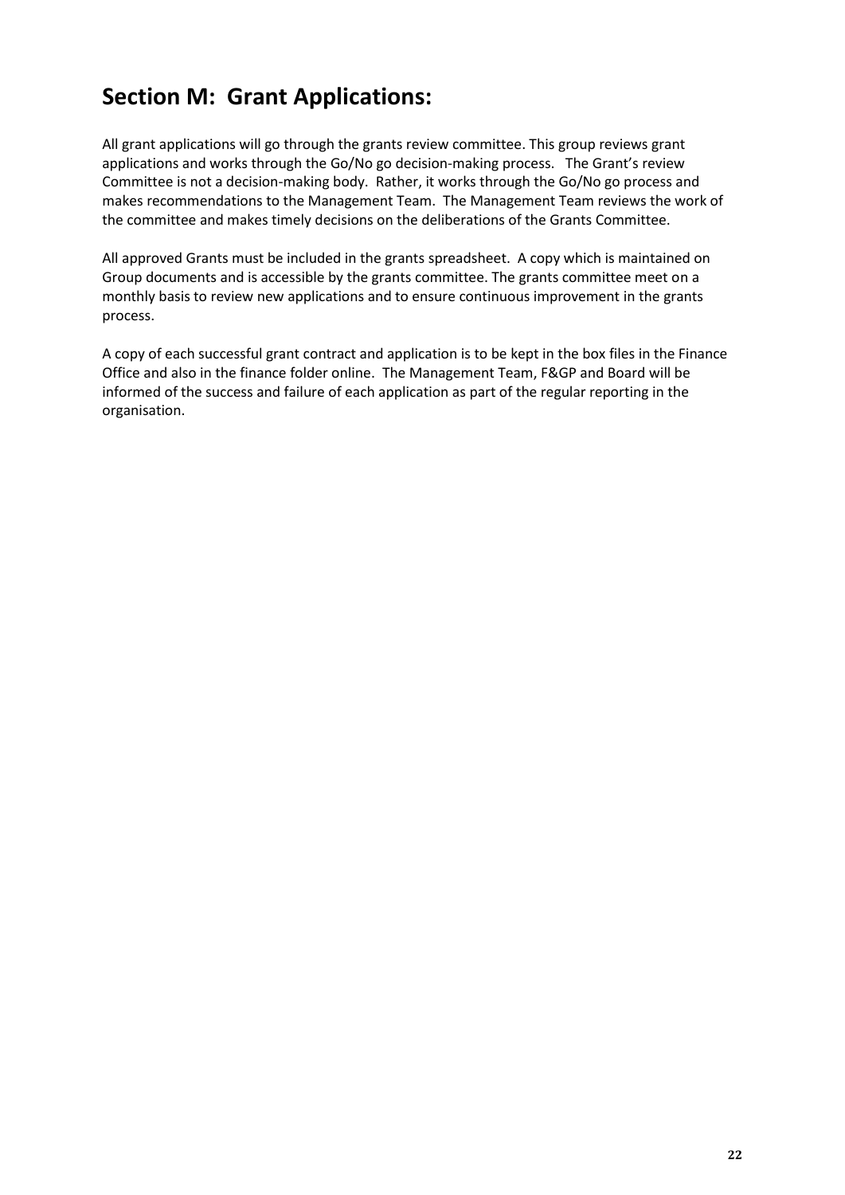## Section M: Grant Applications:

All grant applications will go through the grants review committee. This group reviews grant applications and works through the Go/No go decision-making process. The Grant's review Committee is not a decision-making body. Rather, it works through the Go/No go process and makes recommendations to the Management Team. The Management Team reviews the work of the committee and makes timely decisions on the deliberations of the Grants Committee.

All approved Grants must be included in the grants spreadsheet. A copy which is maintained on Group documents and is accessible by the grants committee. The grants committee meet on a monthly basis to review new applications and to ensure continuous improvement in the grants process.

A copy of each successful grant contract and application is to be kept in the box files in the Finance Office and also in the finance folder online. The Management Team, F&GP and Board will be informed of the success and failure of each application as part of the regular reporting in the organisation.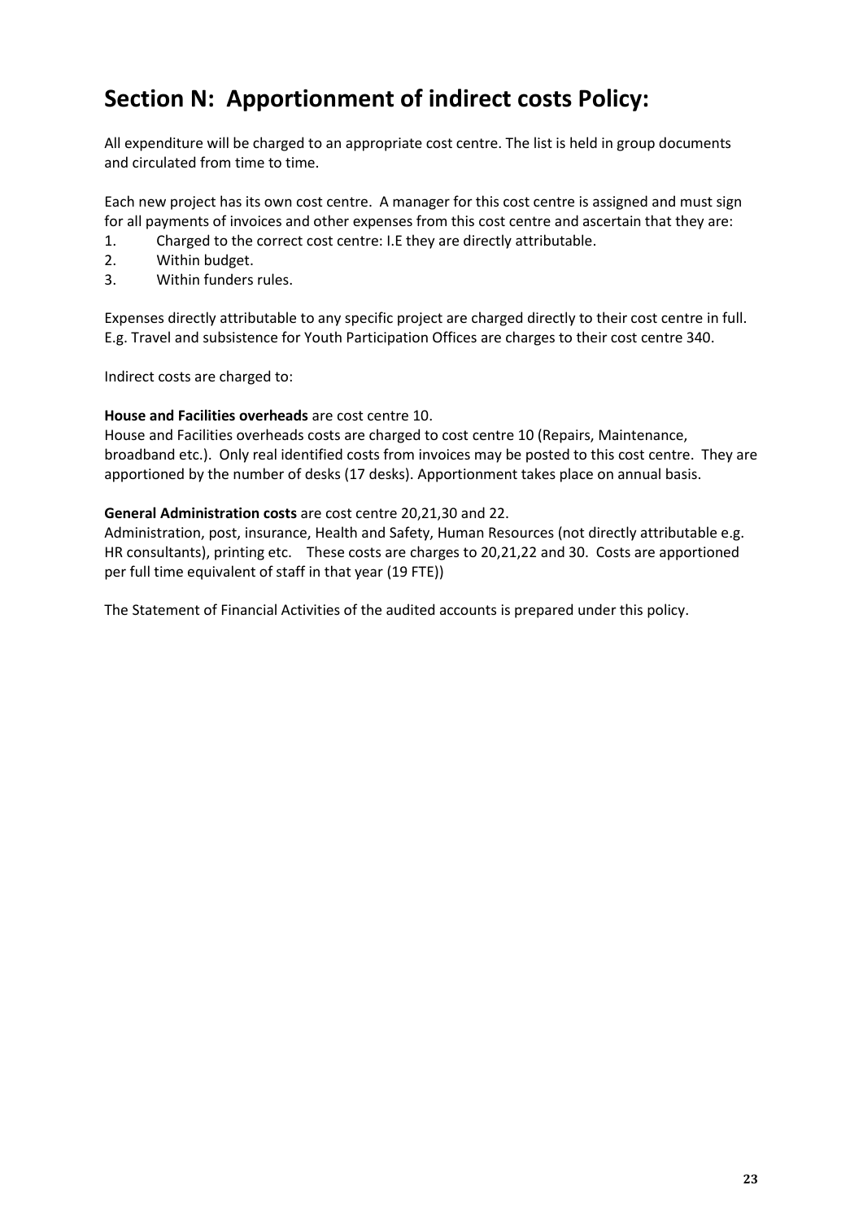## Section N: Apportionment of indirect costs Policy:

All expenditure will be charged to an appropriate cost centre. The list is held in group documents and circulated from time to time.

Each new project has its own cost centre. A manager for this cost centre is assigned and must sign for all payments of invoices and other expenses from this cost centre and ascertain that they are:

1. Charged to the correct cost centre: I.E they are directly attributable.
2. Within budget.
3. Within funders rules.

Expenses directly attributable to any specific project are charged directly to their cost centre in full. E.g. Travel and subsistence for Youth Participation Offices are charges to their cost centre 340.

Indirect costs are charged to:

**House and Facilities overheads** are cost centre 10.
House and Facilities overheads costs are charged to cost centre 10 (Repairs, Maintenance, broadband etc.). Only real identified costs from invoices may be posted to this cost centre. They are apportioned by the number of desks (17 desks). Apportionment takes place on annual basis.

**General Administration costs** are cost centre 20,21,30 and 22.
Administration, post, insurance, Health and Safety, Human Resources (not directly attributable e.g. HR consultants), printing etc. These costs are charges to 20,21,22 and 30. Costs are apportioned per full time equivalent of staff in that year (19 FTE))

The Statement of Financial Activities of the audited accounts is prepared under this policy.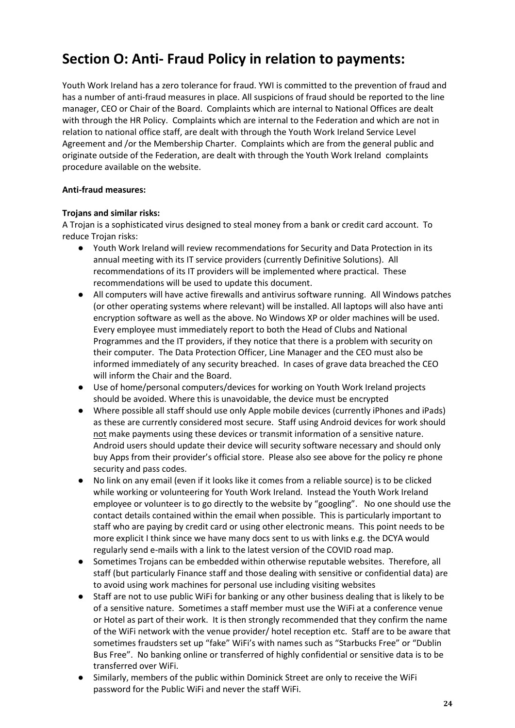# Section O: Anti- Fraud Policy in relation to payments:

Youth Work Ireland has a zero tolerance for fraud. YWI is committed to the prevention of fraud and has a number of anti-fraud measures in place. All suspicions of fraud should be reported to the line manager, CEO or Chair of the Board. Complaints which are internal to National Offices are dealt with through the HR Policy. Complaints which are internal to the Federation and which are not in relation to national office staff, are dealt with through the Youth Work Ireland Service Level Agreement and /or the Membership Charter. Complaints which are from the general public and originate outside of the Federation, are dealt with through the Youth Work Ireland complaints procedure available on the website.

**Anti-fraud measures:**

**Trojans and similar risks:**

A Trojan is a sophisticated virus designed to steal money from a bank or credit card account. To reduce Trojan risks:

- Youth Work Ireland will review recommendations for Security and Data Protection in its annual meeting with its IT service providers (currently Definitive Solutions). All recommendations of its IT providers will be implemented where practical. These recommendations will be used to update this document.
- All computers will have active firewalls and antivirus software running. All Windows patches (or other operating systems where relevant) will be installed. All laptops will also have anti encryption software as well as the above. No Windows XP or older machines will be used. Every employee must immediately report to both the Head of Clubs and National Programmes and the IT providers, if they notice that there is a problem with security on their computer. The Data Protection Officer, Line Manager and the CEO must also be informed immediately of any security breached. In cases of grave data breached the CEO will inform the Chair and the Board.
- Use of home/personal computers/devices for working on Youth Work Ireland projects should be avoided. Where this is unavoidable, the device must be encrypted
- Where possible all staff should use only Apple mobile devices (currently iPhones and iPads) as these are currently considered most secure. Staff using Android devices for work should <u>not</u> make payments using these devices or transmit information of a sensitive nature. Android users should update their device will security software necessary and should only buy Apps from their provider's official store. Please also see above for the policy re phone security and pass codes.
- No link on any email (even if it looks like it comes from a reliable source) is to be clicked while working or volunteering for Youth Work Ireland. Instead the Youth Work Ireland employee or volunteer is to go directly to the website by "googling". No one should use the contact details contained within the email when possible. This is particularly important to staff who are paying by credit card or using other electronic means. This point needs to be more explicit I think since we have many docs sent to us with links e.g. the DCYA would regularly send e-mails with a link to the latest version of the COVID road map.
- Sometimes Trojans can be embedded within otherwise reputable websites. Therefore, all staff (but particularly Finance staff and those dealing with sensitive or confidential data) are to avoid using work machines for personal use including visiting websites
- Staff are not to use public WiFi for banking or any other business dealing that is likely to be of a sensitive nature. Sometimes a staff member must use the WiFi at a conference venue or Hotel as part of their work. It is then strongly recommended that they confirm the name of the WiFi network with the venue provider/ hotel reception etc. Staff are to be aware that sometimes fraudsters set up "fake" WiFi's with names such as "Starbucks Free" or "Dublin Bus Free". No banking online or transferred of highly confidential or sensitive data is to be transferred over WiFi.
- Similarly, members of the public within Dominick Street are only to receive the WiFi password for the Public WiFi and never the staff WiFi.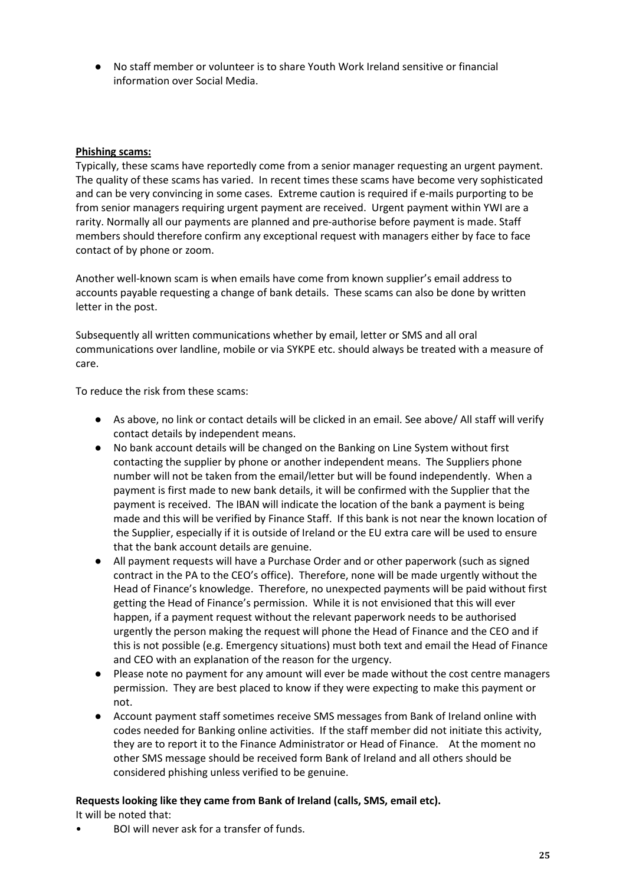- No staff member or volunteer is to share Youth Work Ireland sensitive or financial information over Social Media.

**Phishing scams:**

Typically, these scams have reportedly come from a senior manager requesting an urgent payment. The quality of these scams has varied. In recent times these scams have become very sophisticated and can be very convincing in some cases. Extreme caution is required if e-mails purporting to be from senior managers requiring urgent payment are received. Urgent payment within YWI are a rarity. Normally all our payments are planned and pre-authorise before payment is made. Staff members should therefore confirm any exceptional request with managers either by face to face contact of by phone or zoom.

Another well-known scam is when emails have come from known supplier's email address to accounts payable requesting a change of bank details. These scams can also be done by written letter in the post.

Subsequently all written communications whether by email, letter or SMS and all oral communications over landline, mobile or via SYKPE etc. should always be treated with a measure of care.

To reduce the risk from these scams:

- As above, no link or contact details will be clicked in an email. See above/ All staff will verify contact details by independent means.
- No bank account details will be changed on the Banking on Line System without first contacting the supplier by phone or another independent means. The Suppliers phone number will not be taken from the email/letter but will be found independently. When a payment is first made to new bank details, it will be confirmed with the Supplier that the payment is received. The IBAN will indicate the location of the bank a payment is being made and this will be verified by Finance Staff. If this bank is not near the known location of the Supplier, especially if it is outside of Ireland or the EU extra care will be used to ensure that the bank account details are genuine.
- All payment requests will have a Purchase Order and or other paperwork (such as signed contract in the PA to the CEO's office). Therefore, none will be made urgently without the Head of Finance's knowledge. Therefore, no unexpected payments will be paid without first getting the Head of Finance's permission. While it is not envisioned that this will ever happen, if a payment request without the relevant paperwork needs to be authorised urgently the person making the request will phone the Head of Finance and the CEO and if this is not possible (e.g. Emergency situations) must both text and email the Head of Finance and CEO with an explanation of the reason for the urgency.
- Please note no payment for any amount will ever be made without the cost centre managers permission. They are best placed to know if they were expecting to make this payment or not.
- Account payment staff sometimes receive SMS messages from Bank of Ireland online with codes needed for Banking online activities. If the staff member did not initiate this activity, they are to report it to the Finance Administrator or Head of Finance. At the moment no other SMS message should be received form Bank of Ireland and all others should be considered phishing unless verified to be genuine.

**Requests looking like they came from Bank of Ireland (calls, SMS, email etc).**

It will be noted that:

- BOI will never ask for a transfer of funds.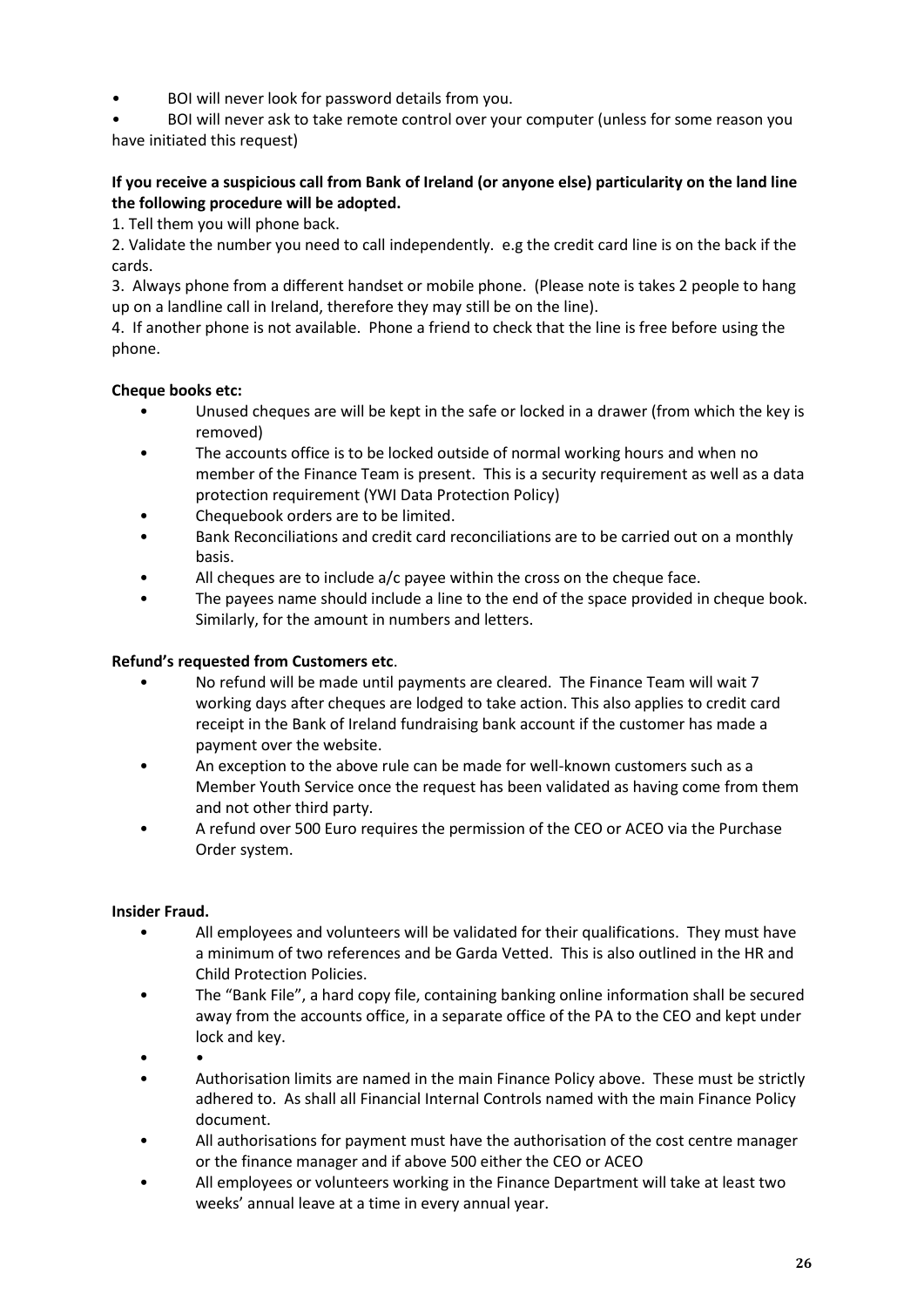- BOI will never look for password details from you.
- BOI will never ask to take remote control over your computer (unless for some reason you have initiated this request)

**If you receive a suspicious call from Bank of Ireland (or anyone else) particularity on the land line the following procedure will be adopted.**

1. Tell them you will phone back.
2. Validate the number you need to call independently. e.g the credit card line is on the back if the cards.
3. Always phone from a different handset or mobile phone. (Please note is takes 2 people to hang up on a landline call in Ireland, therefore they may still be on the line).
4. If another phone is not available. Phone a friend to check that the line is free before using the phone.

**Cheque books etc:**

- Unused cheques are will be kept in the safe or locked in a drawer (from which the key is removed)
- The accounts office is to be locked outside of normal working hours and when no member of the Finance Team is present. This is a security requirement as well as a data protection requirement (YWI Data Protection Policy)
- Chequebook orders are to be limited.
- Bank Reconciliations and credit card reconciliations are to be carried out on a monthly basis.
- All cheques are to include a/c payee within the cross on the cheque face.
- The payees name should include a line to the end of the space provided in cheque book. Similarly, for the amount in numbers and letters.

**Refund's requested from Customers etc**.

- No refund will be made until payments are cleared. The Finance Team will wait 7 working days after cheques are lodged to take action. This also applies to credit card receipt in the Bank of Ireland fundraising bank account if the customer has made a payment over the website.
- An exception to the above rule can be made for well-known customers such as a Member Youth Service once the request has been validated as having come from them and not other third party.
- A refund over 500 Euro requires the permission of the CEO or ACEO via the Purchase Order system.

**Insider Fraud.**

- All employees and volunteers will be validated for their qualifications. They must have a minimum of two references and be Garda Vetted. This is also outlined in the HR and Child Protection Policies.
- The "Bank File", a hard copy file, containing banking online information shall be secured away from the accounts office, in a separate office of the PA to the CEO and kept under lock and key.
- •
- Authorisation limits are named in the main Finance Policy above. These must be strictly adhered to. As shall all Financial Internal Controls named with the main Finance Policy document.
- All authorisations for payment must have the authorisation of the cost centre manager or the finance manager and if above 500 either the CEO or ACEO
- All employees or volunteers working in the Finance Department will take at least two weeks' annual leave at a time in every annual year.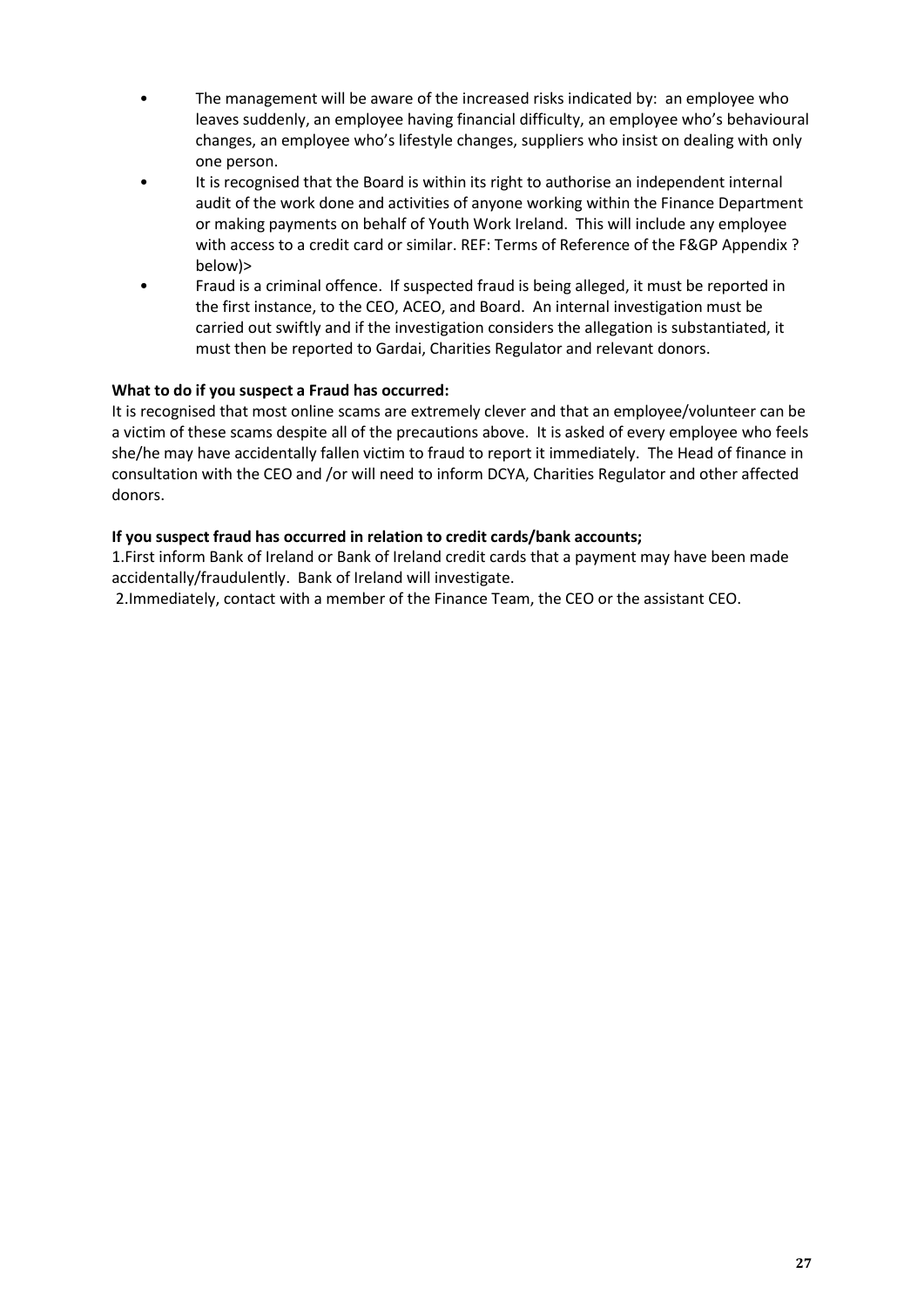- The management will be aware of the increased risks indicated by: an employee who leaves suddenly, an employee having financial difficulty, an employee who's behavioural changes, an employee who's lifestyle changes, suppliers who insist on dealing with only one person.
- It is recognised that the Board is within its right to authorise an independent internal audit of the work done and activities of anyone working within the Finance Department or making payments on behalf of Youth Work Ireland. This will include any employee with access to a credit card or similar. REF: Terms of Reference of the F&GP Appendix ? below)>
- Fraud is a criminal offence. If suspected fraud is being alleged, it must be reported in the first instance, to the CEO, ACEO, and Board. An internal investigation must be carried out swiftly and if the investigation considers the allegation is substantiated, it must then be reported to Gardai, Charities Regulator and relevant donors.

**What to do if you suspect a Fraud has occurred:**

It is recognised that most online scams are extremely clever and that an employee/volunteer can be a victim of these scams despite all of the precautions above. It is asked of every employee who feels she/he may have accidentally fallen victim to fraud to report it immediately. The Head of finance in consultation with the CEO and /or will need to inform DCYA, Charities Regulator and other affected donors.

**If you suspect fraud has occurred in relation to credit cards/bank accounts;**

1.First inform Bank of Ireland or Bank of Ireland credit cards that a payment may have been made accidentally/fraudulently. Bank of Ireland will investigate.

2.Immediately, contact with a member of the Finance Team, the CEO or the assistant CEO.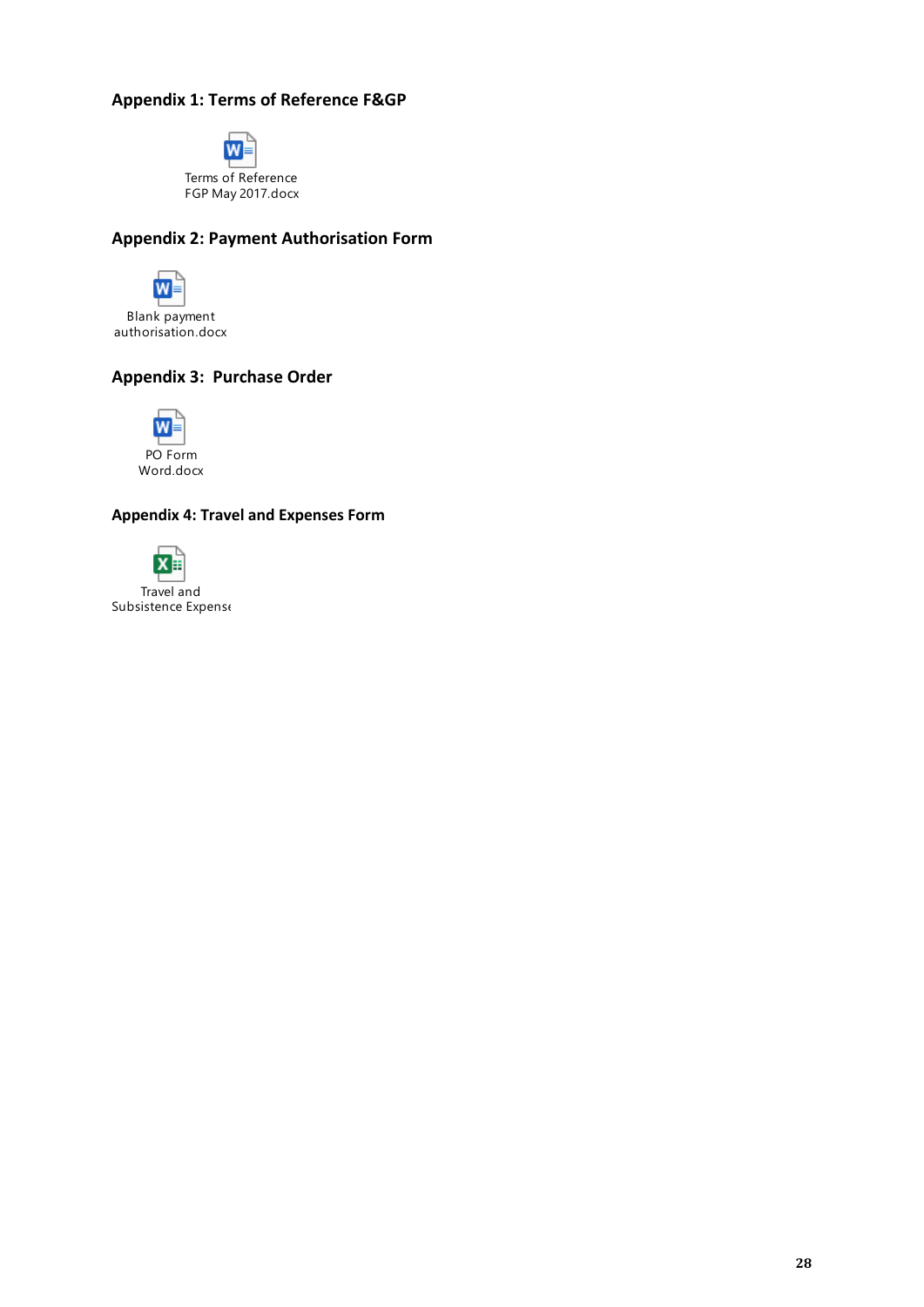## Appendix 1: Terms of Reference F&GP

Terms of Reference FGP May 2017.docx

## Appendix 2: Payment Authorisation Form

Blank payment authorisation.docx

## Appendix 3: Purchase Order

PO Form Word.docx

## Appendix 4: Travel and Expenses Form

Travel and Subsistence Expense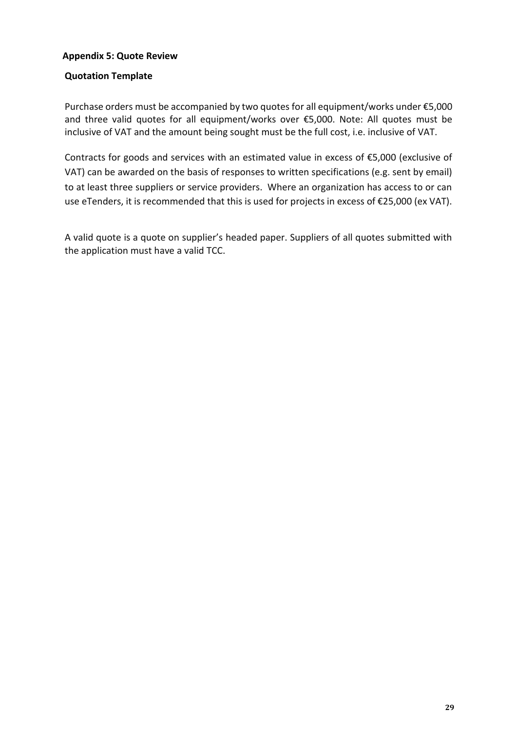**Appendix 5: Quote Review**

**Quotation Template**

Purchase orders must be accompanied by two quotes for all equipment/works under €5,000 and three valid quotes for all equipment/works over €5,000. Note: All quotes must be inclusive of VAT and the amount being sought must be the full cost, i.e. inclusive of VAT.

Contracts for goods and services with an estimated value in excess of €5,000 (exclusive of VAT) can be awarded on the basis of responses to written specifications (e.g. sent by email) to at least three suppliers or service providers. Where an organization has access to or can use eTenders, it is recommended that this is used for projects in excess of €25,000 (ex VAT).

A valid quote is a quote on supplier's headed paper. Suppliers of all quotes submitted with the application must have a valid TCC.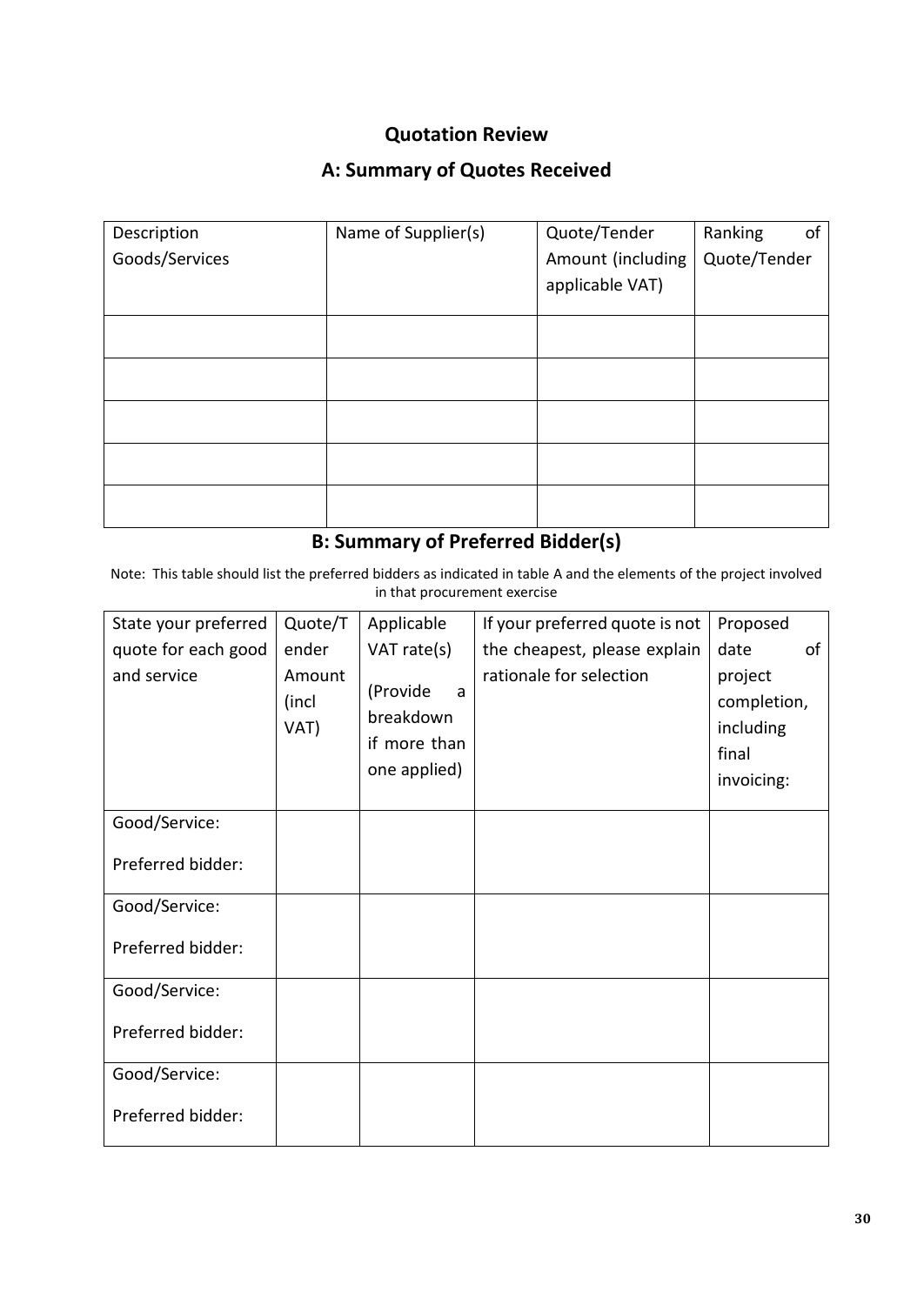## Quotation Review

## A: Summary of Quotes Received

| Description Goods/Services | Name of Supplier(s) | Quote/Tender Amount (including applicable VAT) | Ranking of Quote/Tender |
|---|---|---|---|
| | | | |
| | | | |
| | | | |
| | | | |
| | | | |

## B: Summary of Preferred Bidder(s)

Note: This table should list the preferred bidders as indicated in table A and the elements of the project involved in that procurement exercise

| State your preferred quote for each good and service | Quote/Tender Amount (incl VAT) | Applicable VAT rate(s) (Provide a breakdown if more than one applied) | If your preferred quote is not the cheapest, please explain rationale for selection | Proposed date of project completion, including final invoicing: |
|---|---|---|---|---|
| Good/Service: Preferred bidder: | | | | |
| Good/Service: Preferred bidder: | | | | |
| Good/Service: Preferred bidder: | | | | |
| Good/Service: Preferred bidder: | | | | |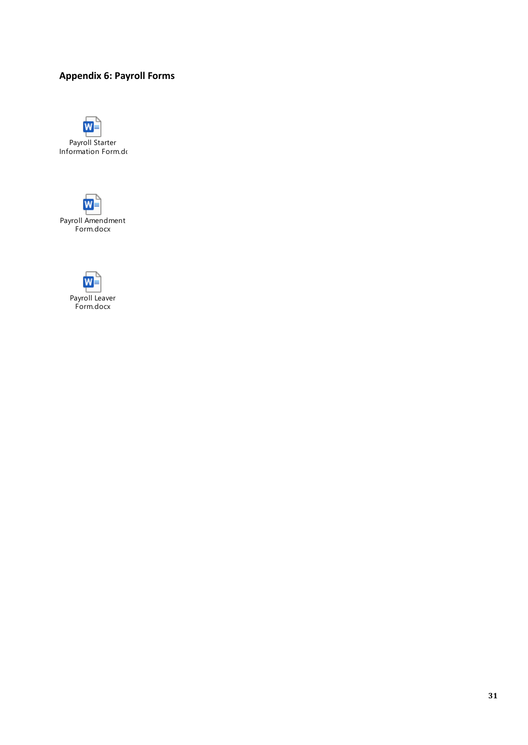## Appendix 6: Payroll Forms

Payroll Starter Information Form.dc

Payroll Amendment Form.docx

Payroll Leaver Form.docx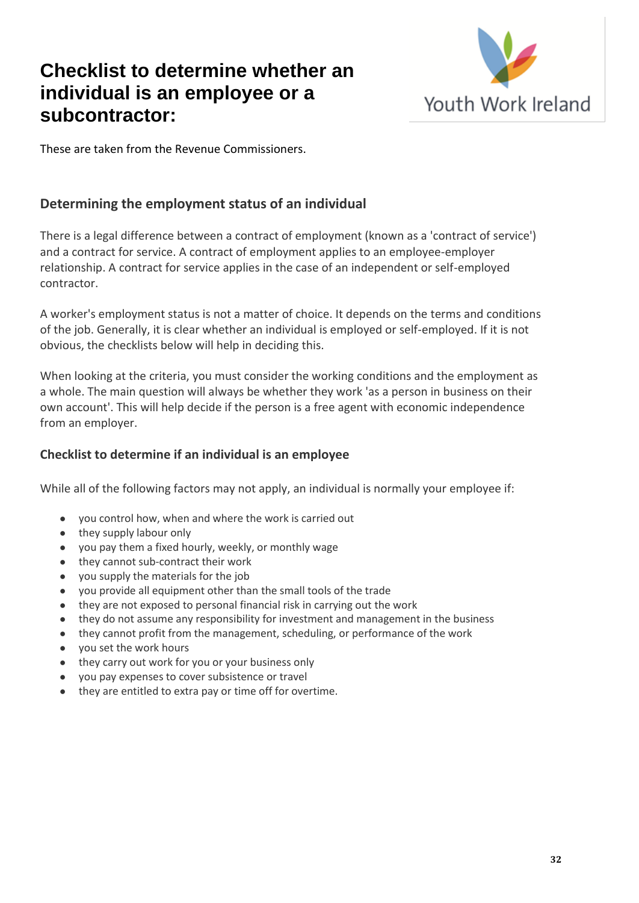# Checklist to determine whether an individual is an employee or a subcontractor:

These are taken from the Revenue Commissioners.

## Determining the employment status of an individual

There is a legal difference between a contract of employment (known as a 'contract of service') and a contract for service. A contract of employment applies to an employee-employer relationship. A contract for service applies in the case of an independent or self-employed contractor.

A worker's employment status is not a matter of choice. It depends on the terms and conditions of the job. Generally, it is clear whether an individual is employed or self-employed. If it is not obvious, the checklists below will help in deciding this.

When looking at the criteria, you must consider the working conditions and the employment as a whole. The main question will always be whether they work 'as a person in business on their own account'. This will help decide if the person is a free agent with economic independence from an employer.

### Checklist to determine if an individual is an employee

While all of the following factors may not apply, an individual is normally your employee if:

- you control how, when and where the work is carried out
- they supply labour only
- you pay them a fixed hourly, weekly, or monthly wage
- they cannot sub-contract their work
- you supply the materials for the job
- you provide all equipment other than the small tools of the trade
- they are not exposed to personal financial risk in carrying out the work
- they do not assume any responsibility for investment and management in the business
- they cannot profit from the management, scheduling, or performance of the work
- you set the work hours
- they carry out work for you or your business only
- you pay expenses to cover subsistence or travel
- they are entitled to extra pay or time off for overtime.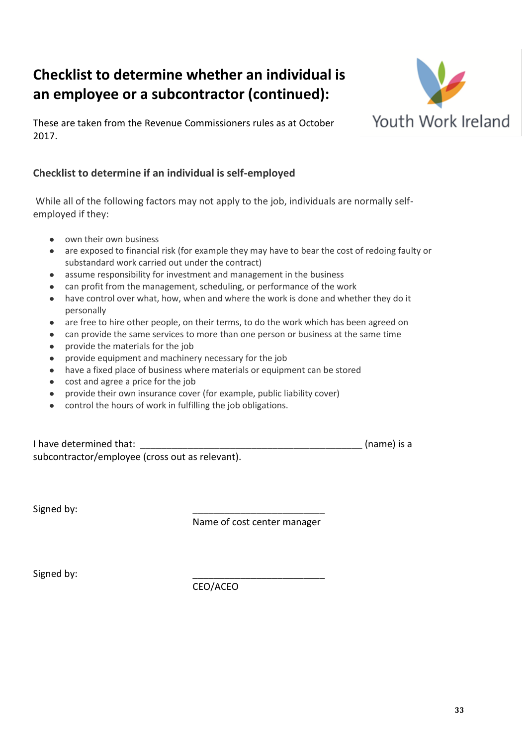# Checklist to determine whether an individual is an employee or a subcontractor (continued):

These are taken from the Revenue Commissioners rules as at October 2017.

Youth Work Ireland

### Checklist to determine if an individual is self-employed

While all of the following factors may not apply to the job, individuals are normally self-employed if they:

- own their own business
- are exposed to financial risk (for example they may have to bear the cost of redoing faulty or substandard work carried out under the contract)
- assume responsibility for investment and management in the business
- can profit from the management, scheduling, or performance of the work
- have control over what, how, when and where the work is done and whether they do it personally
- are free to hire other people, on their terms, to do the work which has been agreed on
- can provide the same services to more than one person or business at the same time
- provide the materials for the job
- provide equipment and machinery necessary for the job
- have a fixed place of business where materials or equipment can be stored
- cost and agree a price for the job
- provide their own insurance cover (for example, public liability cover)
- control the hours of work in fulfilling the job obligations.

I have determined that: ____________________________________________ (name) is a subcontractor/employee (cross out as relevant).

Signed by: ________________________
Name of cost center manager

Signed by: ________________________
CEO/ACEO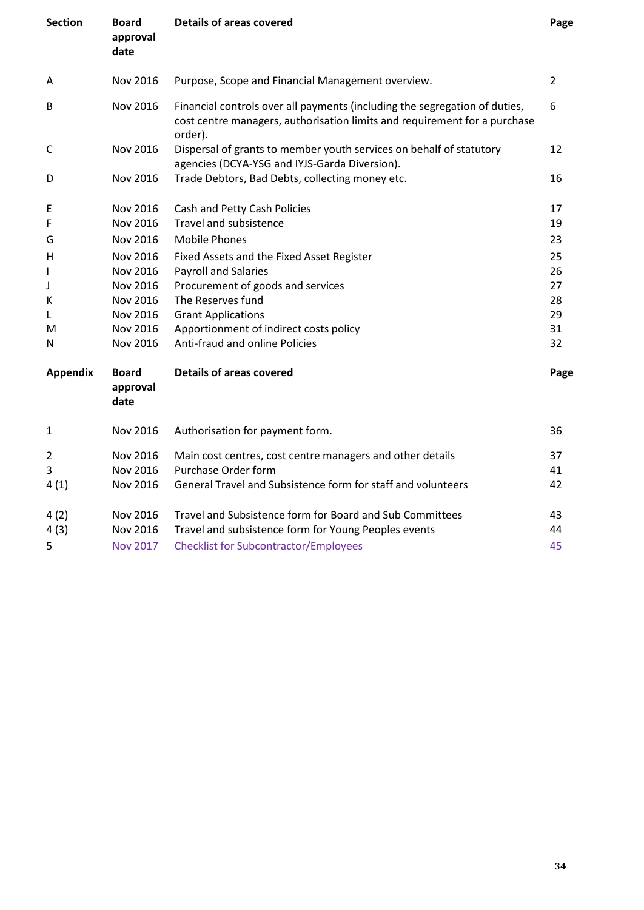| Section | Board approval date | Details of areas covered | Page |
|---|---|---|---|
| A | Nov 2016 | Purpose, Scope and Financial Management overview. | 2 |
| B | Nov 2016 | Financial controls over all payments (including the segregation of duties, cost centre managers, authorisation limits and requirement for a purchase order). | 6 |
| C | Nov 2016 | Dispersal of grants to member youth services on behalf of statutory agencies (DCYA-YSG and IYJS-Garda Diversion). | 12 |
| D | Nov 2016 | Trade Debtors, Bad Debts, collecting money etc. | 16 |
| E | Nov 2016 | Cash and Petty Cash Policies | 17 |
| F | Nov 2016 | Travel and subsistence | 19 |
| G | Nov 2016 | Mobile Phones | 23 |
| H | Nov 2016 | Fixed Assets and the Fixed Asset Register | 25 |
| I | Nov 2016 | Payroll and Salaries | 26 |
| J | Nov 2016 | Procurement of goods and services | 27 |
| K | Nov 2016 | The Reserves fund | 28 |
| L | Nov 2016 | Grant Applications | 29 |
| M | Nov 2016 | Apportionment of indirect costs policy | 31 |
| N | Nov 2016 | Anti-fraud and online Policies | 32 |

| Appendix | Board approval date | Details of areas covered | Page |
|---|---|---|---|
| 1 | Nov 2016 | Authorisation for payment form. | 36 |
| 2 | Nov 2016 | Main cost centres, cost centre managers and other details | 37 |
| 3 | Nov 2016 | Purchase Order form | 41 |
| 4 (1) | Nov 2016 | General Travel and Subsistence form for staff and volunteers | 42 |
| 4 (2) | Nov 2016 | Travel and Subsistence form for Board and Sub Committees | 43 |
| 4 (3) | Nov 2016 | Travel and subsistence form for Young Peoples events | 44 |
| 5 | Nov 2017 | Checklist for Subcontractor/Employees | 45 |